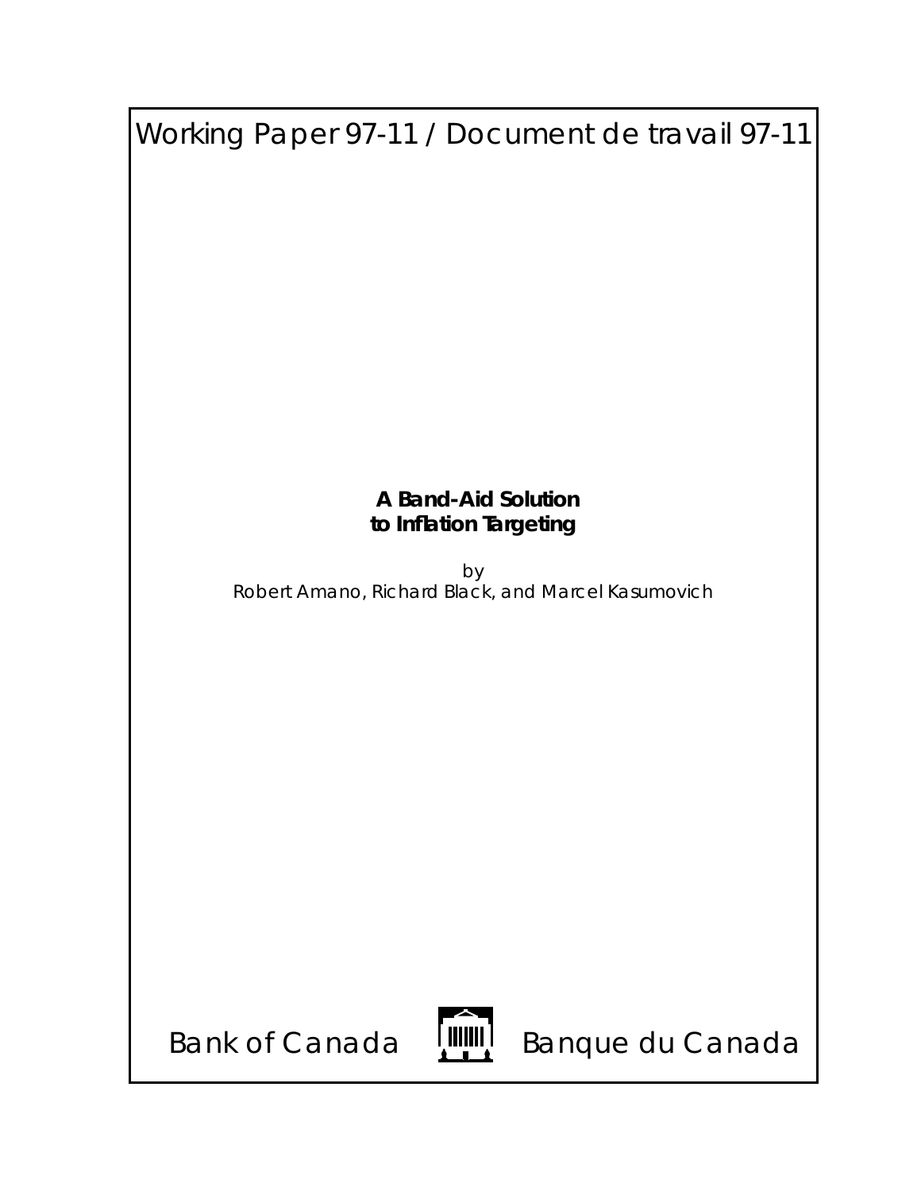Working Paper 97-11 / Document de travail 97-11

# A Band-Aid Solution to Inflation Targeting

by

Robert Amano, Richard Black, and Marcel Kasumovich

Bank of Canada   Banque du Canada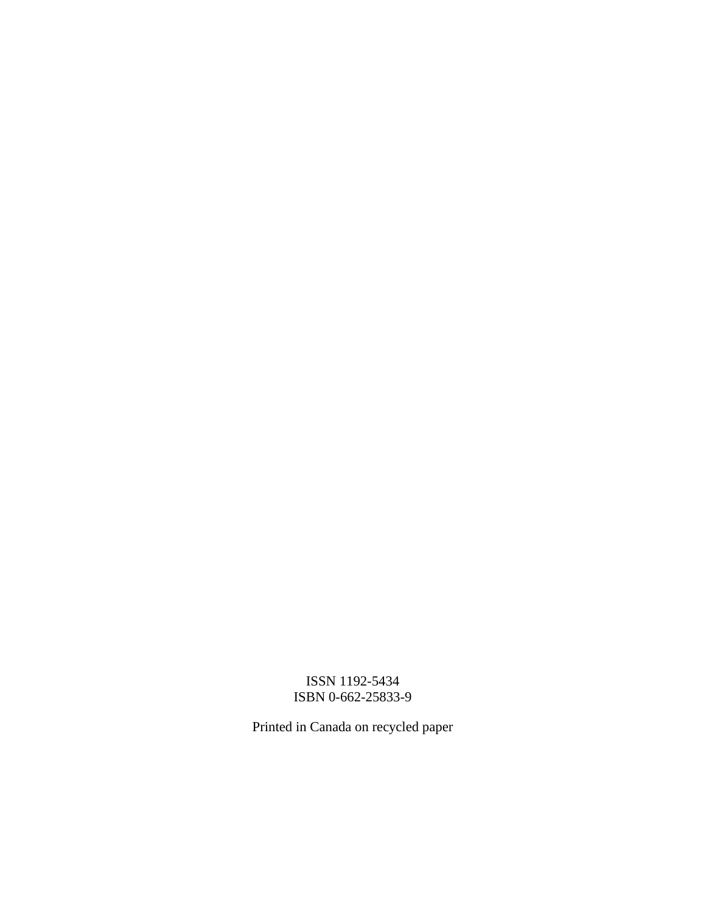ISSN 1192-5434
ISBN 0-662-25833-9

Printed in Canada on recycled paper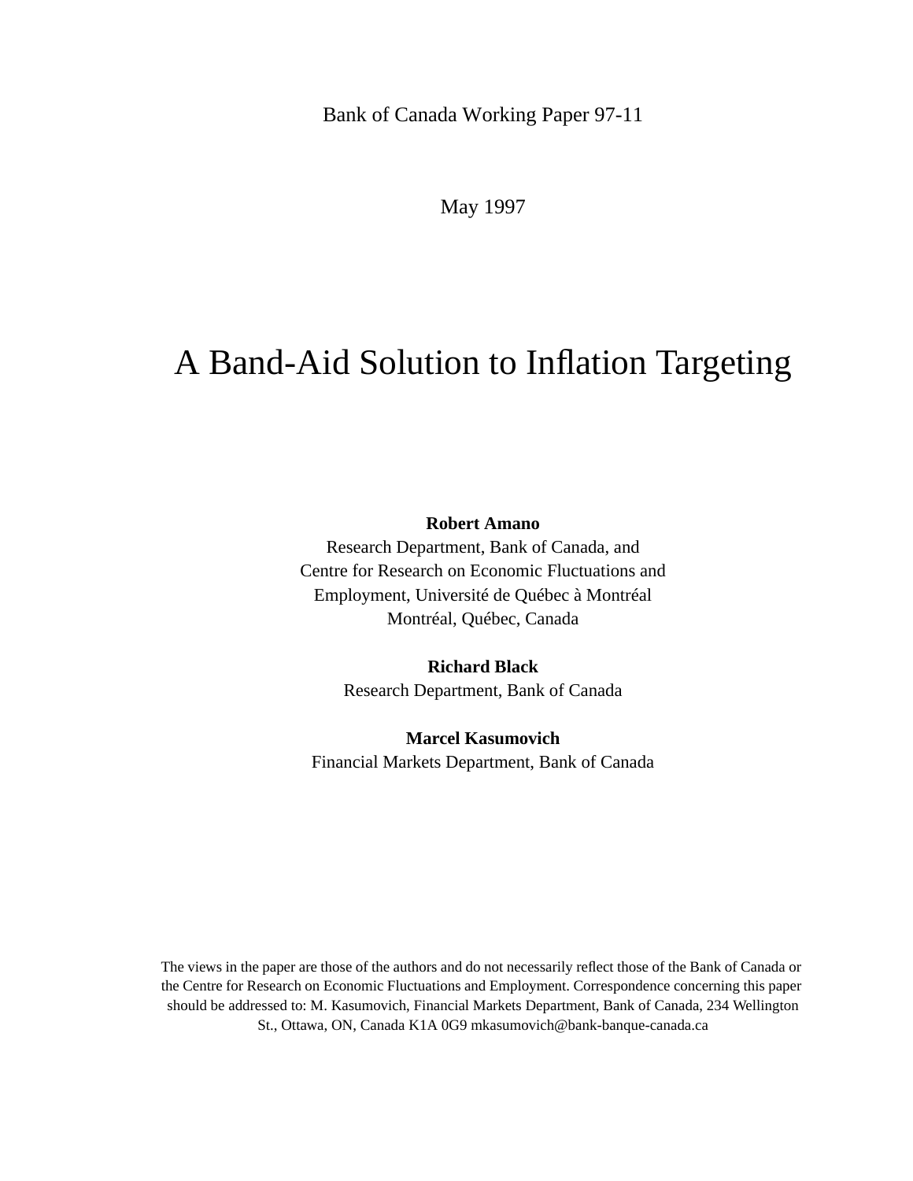Bank of Canada Working Paper 97-11

May 1997

# A Band-Aid Solution to Inflation Targeting

**Robert Amano**
Research Department, Bank of Canada, and
Centre for Research on Economic Fluctuations and
Employment, Université de Québec à Montréal
Montréal, Québec, Canada

**Richard Black**
Research Department, Bank of Canada

**Marcel Kasumovich**
Financial Markets Department, Bank of Canada

The views in the paper are those of the authors and do not necessarily reflect those of the Bank of Canada or the Centre for Research on Economic Fluctuations and Employment. Correspondence concerning this paper should be addressed to: M. Kasumovich, Financial Markets Department, Bank of Canada, 234 Wellington St., Ottawa, ON, Canada K1A 0G9 mkasumovich@bank-banque-canada.ca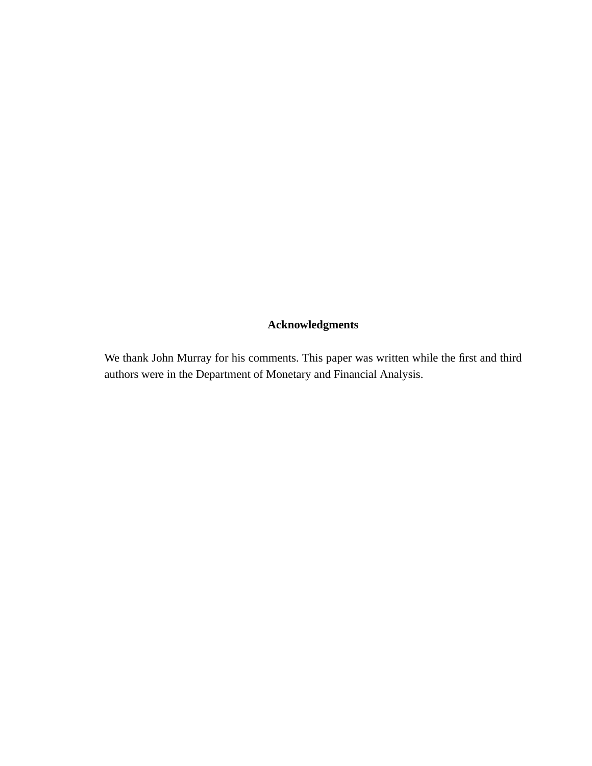## Acknowledgments

We thank John Murray for his comments. This paper was written while the first and third authors were in the Department of Monetary and Financial Analysis.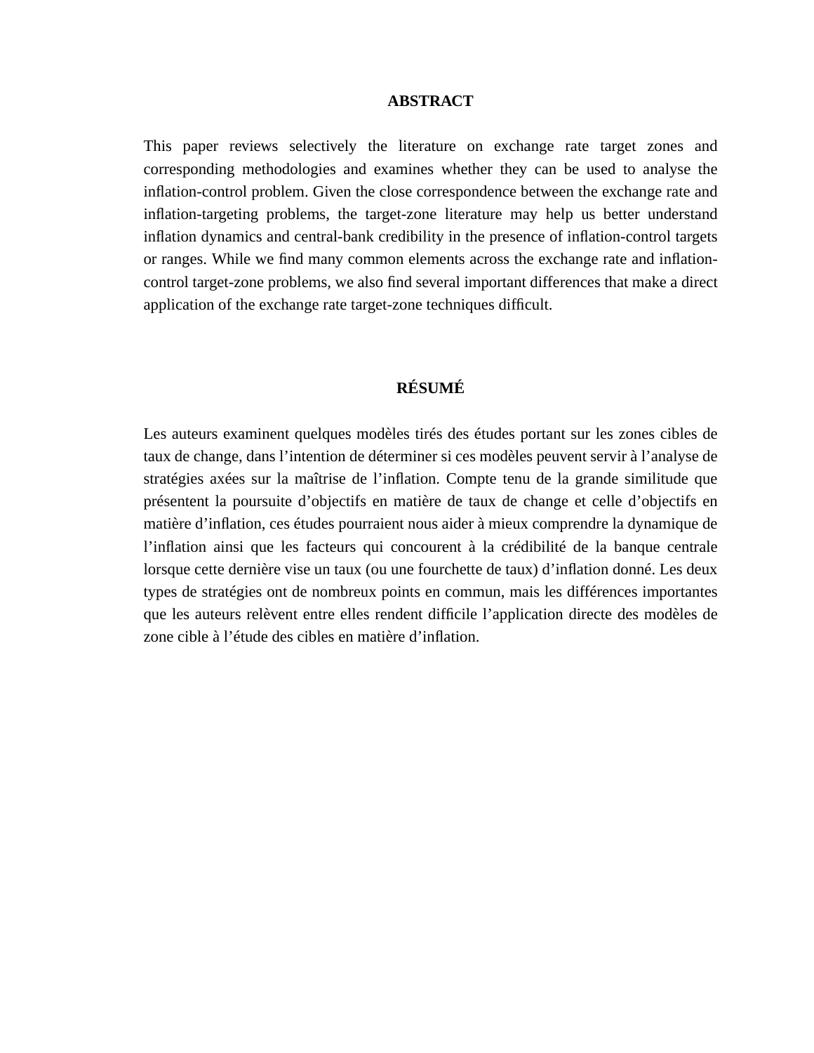## ABSTRACT

This paper reviews selectively the literature on exchange rate target zones and corresponding methodologies and examines whether they can be used to analyse the inflation-control problem. Given the close correspondence between the exchange rate and inflation-targeting problems, the target-zone literature may help us better understand inflation dynamics and central-bank credibility in the presence of inflation-control targets or ranges. While we find many common elements across the exchange rate and inflation-control target-zone problems, we also find several important differences that make a direct application of the exchange rate target-zone techniques difficult.

## RÉSUMÉ

Les auteurs examinent quelques modèles tirés des études portant sur les zones cibles de taux de change, dans l'intention de déterminer si ces modèles peuvent servir à l'analyse de stratégies axées sur la maîtrise de l'inflation. Compte tenu de la grande similitude que présentent la poursuite d'objectifs en matière de taux de change et celle d'objectifs en matière d'inflation, ces études pourraient nous aider à mieux comprendre la dynamique de l'inflation ainsi que les facteurs qui concourent à la crédibilité de la banque centrale lorsque cette dernière vise un taux (ou une fourchette de taux) d'inflation donné. Les deux types de stratégies ont de nombreux points en commun, mais les différences importantes que les auteurs relèvent entre elles rendent difficile l'application directe des modèles de zone cible à l'étude des cibles en matière d'inflation.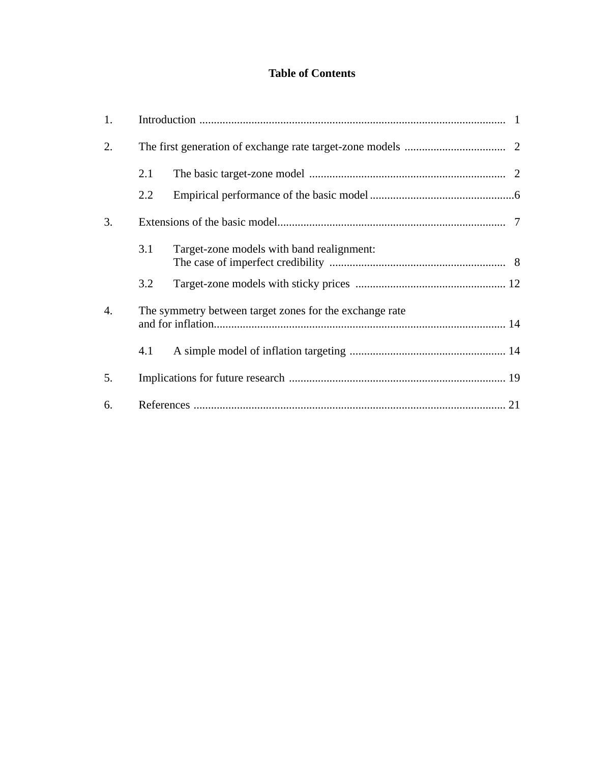# Table of Contents

1. Introduction ........................................................................................................ 1

2. The first generation of exchange rate target-zone models ................................... 2

   2.1 The basic target-zone model ................................................................... 2

   2.2 Empirical performance of the basic model .................................................6

3. Extensions of the basic model............................................................................. 7

   3.1 Target-zone models with band realignment: The case of imperfect credibility ............................................................ 8

   3.2 Target-zone models with sticky prices .................................................... 12

4. The symmetry between target zones for the exchange rate and for inflation.................................................................................................... 14

   4.1 A simple model of inflation targeting ...................................................... 14

5. Implications for future research .......................................................................... 19

6. References .......................................................................................................... 21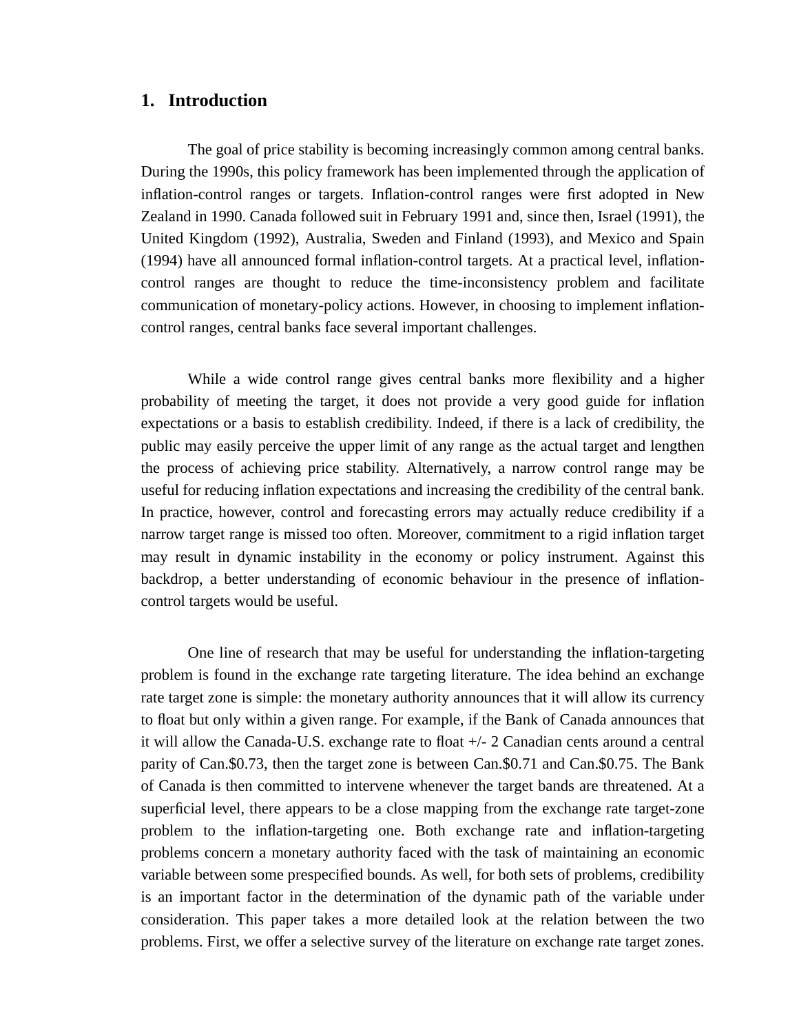## 1. Introduction

The goal of price stability is becoming increasingly common among central banks. During the 1990s, this policy framework has been implemented through the application of inflation-control ranges or targets. Inflation-control ranges were first adopted in New Zealand in 1990. Canada followed suit in February 1991 and, since then, Israel (1991), the United Kingdom (1992), Australia, Sweden and Finland (1993), and Mexico and Spain (1994) have all announced formal inflation-control targets. At a practical level, inflation-control ranges are thought to reduce the time-inconsistency problem and facilitate communication of monetary-policy actions. However, in choosing to implement inflation-control ranges, central banks face several important challenges.

While a wide control range gives central banks more flexibility and a higher probability of meeting the target, it does not provide a very good guide for inflation expectations or a basis to establish credibility. Indeed, if there is a lack of credibility, the public may easily perceive the upper limit of any range as the actual target and lengthen the process of achieving price stability. Alternatively, a narrow control range may be useful for reducing inflation expectations and increasing the credibility of the central bank. In practice, however, control and forecasting errors may actually reduce credibility if a narrow target range is missed too often. Moreover, commitment to a rigid inflation target may result in dynamic instability in the economy or policy instrument. Against this backdrop, a better understanding of economic behaviour in the presence of inflation-control targets would be useful.

One line of research that may be useful for understanding the inflation-targeting problem is found in the exchange rate targeting literature. The idea behind an exchange rate target zone is simple: the monetary authority announces that it will allow its currency to float but only within a given range. For example, if the Bank of Canada announces that it will allow the Canada-U.S. exchange rate to float +/- 2 Canadian cents around a central parity of Can.$0.73, then the target zone is between Can.$0.71 and Can.$0.75. The Bank of Canada is then committed to intervene whenever the target bands are threatened. At a superficial level, there appears to be a close mapping from the exchange rate target-zone problem to the inflation-targeting one. Both exchange rate and inflation-targeting problems concern a monetary authority faced with the task of maintaining an economic variable between some prespecified bounds. As well, for both sets of problems, credibility is an important factor in the determination of the dynamic path of the variable under consideration. This paper takes a more detailed look at the relation between the two problems. First, we offer a selective survey of the literature on exchange rate target zones.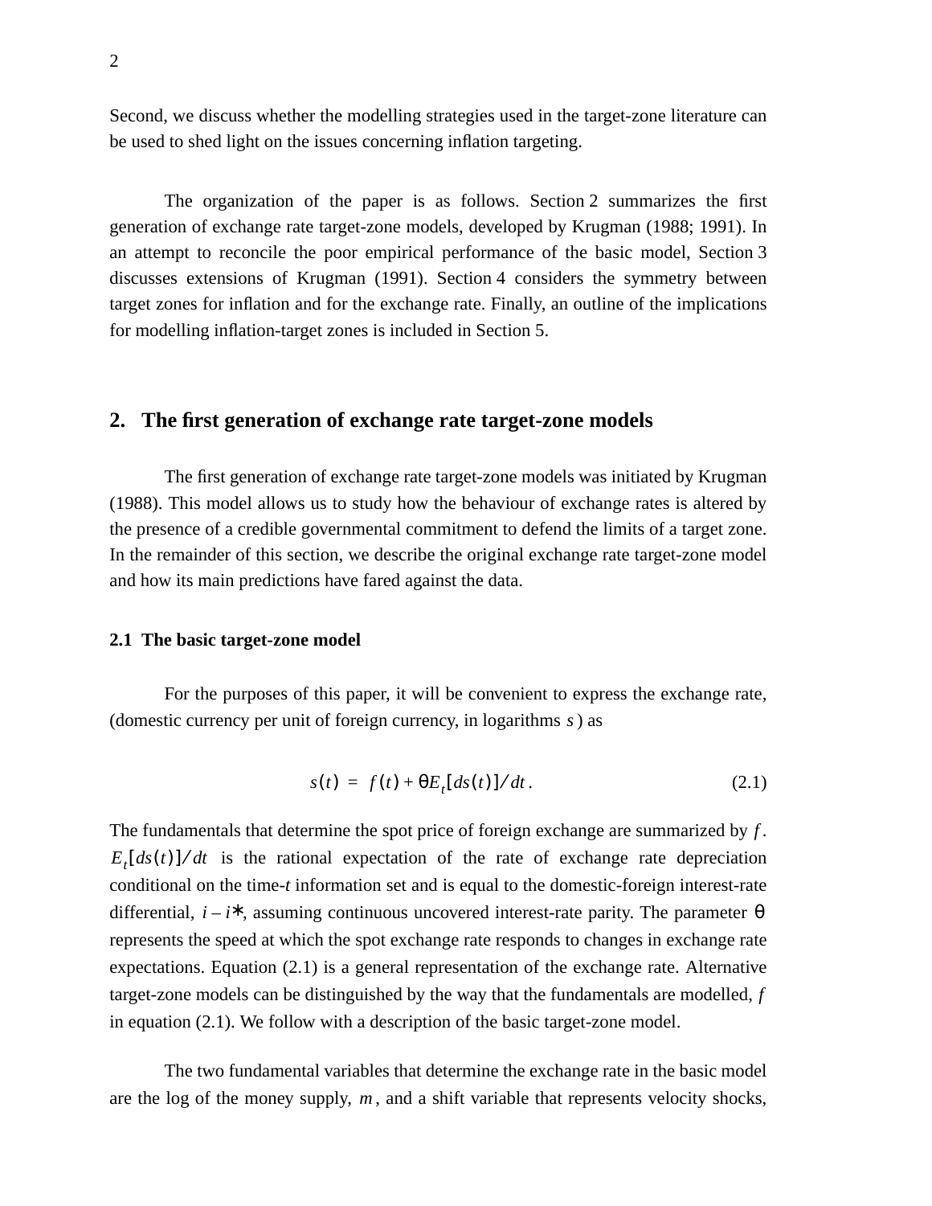Second, we discuss whether the modelling strategies used in the target-zone literature can be used to shed light on the issues concerning inflation targeting.

The organization of the paper is as follows. Section 2 summarizes the first generation of exchange rate target-zone models, developed by Krugman (1988; 1991). In an attempt to reconcile the poor empirical performance of the basic model, Section 3 discusses extensions of Krugman (1991). Section 4 considers the symmetry between target zones for inflation and for the exchange rate. Finally, an outline of the implications for modelling inflation-target zones is included in Section 5.

## 2. The first generation of exchange rate target-zone models

The first generation of exchange rate target-zone models was initiated by Krugman (1988). This model allows us to study how the behaviour of exchange rates is altered by the presence of a credible governmental commitment to defend the limits of a target zone. In the remainder of this section, we describe the original exchange rate target-zone model and how its main predictions have fared against the data.

### 2.1 The basic target-zone model

For the purposes of this paper, it will be convenient to express the exchange rate, (domestic currency per unit of foreign currency, in logarithms $s$) as

$$s(t) = f(t) + \theta E_t[ds(t)]/dt \,. \tag{2.1}$$

The fundamentals that determine the spot price of foreign exchange are summarized by $f$. $E_t[ds(t)]/dt$ is the rational expectation of the rate of exchange rate depreciation conditional on the time-$t$ information set and is equal to the domestic-foreign interest-rate differential, $i - i^*$, assuming continuous uncovered interest-rate parity. The parameter $\theta$ represents the speed at which the spot exchange rate responds to changes in exchange rate expectations. Equation (2.1) is a general representation of the exchange rate. Alternative target-zone models can be distinguished by the way that the fundamentals are modelled, $f$ in equation (2.1). We follow with a description of the basic target-zone model.

The two fundamental variables that determine the exchange rate in the basic model are the log of the money supply, $m$, and a shift variable that represents velocity shocks,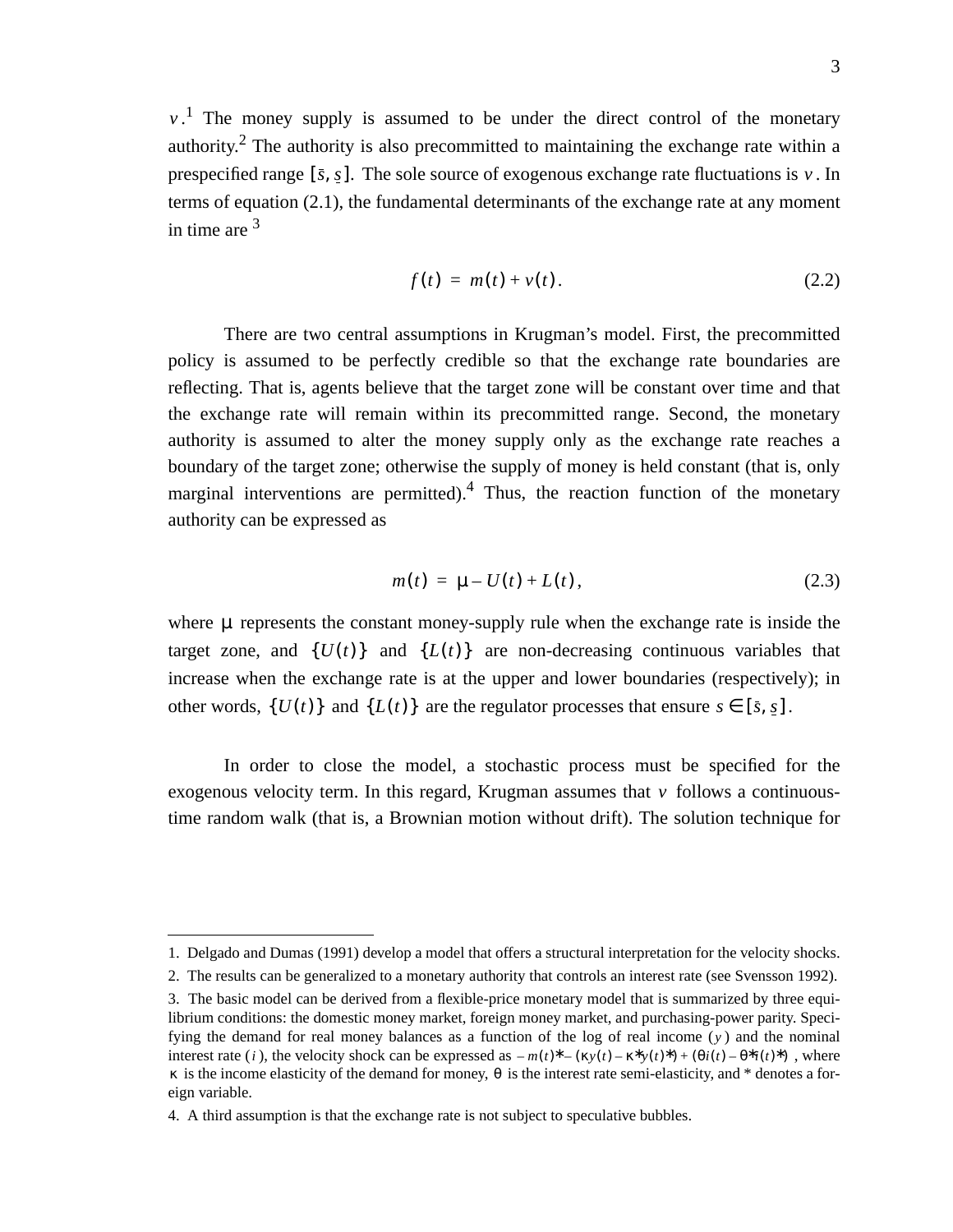$v$.[1] The money supply is assumed to be under the direct control of the monetary authority.[2] The authority is also precommitted to maintaining the exchange rate within a prespecified range $[\bar{s}, \underline{s}]$. The sole source of exogenous exchange rate fluctuations is $v$. In terms of equation (2.1), the fundamental determinants of the exchange rate at any moment in time are [3]

$$f(t) = m(t) + v(t). \tag{2.2}$$

There are two central assumptions in Krugman's model. First, the precommitted policy is assumed to be perfectly credible so that the exchange rate boundaries are reflecting. That is, agents believe that the target zone will be constant over time and that the exchange rate will remain within its precommitted range. Second, the monetary authority is assumed to alter the money supply only as the exchange rate reaches a boundary of the target zone; otherwise the supply of money is held constant (that is, only marginal interventions are permitted).[4] Thus, the reaction function of the monetary authority can be expressed as

$$m(t) = \mu - U(t) + L(t), \tag{2.3}$$

where $\mu$ represents the constant money-supply rule when the exchange rate is inside the target zone, and $\{U(t)\}$ and $\{L(t)\}$ are non-decreasing continuous variables that increase when the exchange rate is at the upper and lower boundaries (respectively); in other words, $\{U(t)\}$ and $\{L(t)\}$ are the regulator processes that ensure $s \in [\bar{s}, \underline{s}]$.

In order to close the model, a stochastic process must be specified for the exogenous velocity term. In this regard, Krugman assumes that $v$ follows a continuous-time random walk (that is, a Brownian motion without drift). The solution technique for

---

1. Delgado and Dumas (1991) develop a model that offers a structural interpretation for the velocity shocks.

2. The results can be generalized to a monetary authority that controls an interest rate (see Svensson 1992).

3. The basic model can be derived from a flexible-price monetary model that is summarized by three equilibrium conditions: the domestic money market, foreign money market, and purchasing-power parity. Specifying the demand for real money balances as a function of the log of real income ($y$) and the nominal interest rate ($i$), the velocity shock can be expressed as $-m(t)^{*} - (\kappa y(t) - \kappa^{*} y(t)^{*}) + (\theta i(t) - \theta^{*} i(t)^{*})$, where $\kappa$ is the income elasticity of the demand for money, $\theta$ is the interest rate semi-elasticity, and * denotes a foreign variable.

4. A third assumption is that the exchange rate is not subject to speculative bubbles.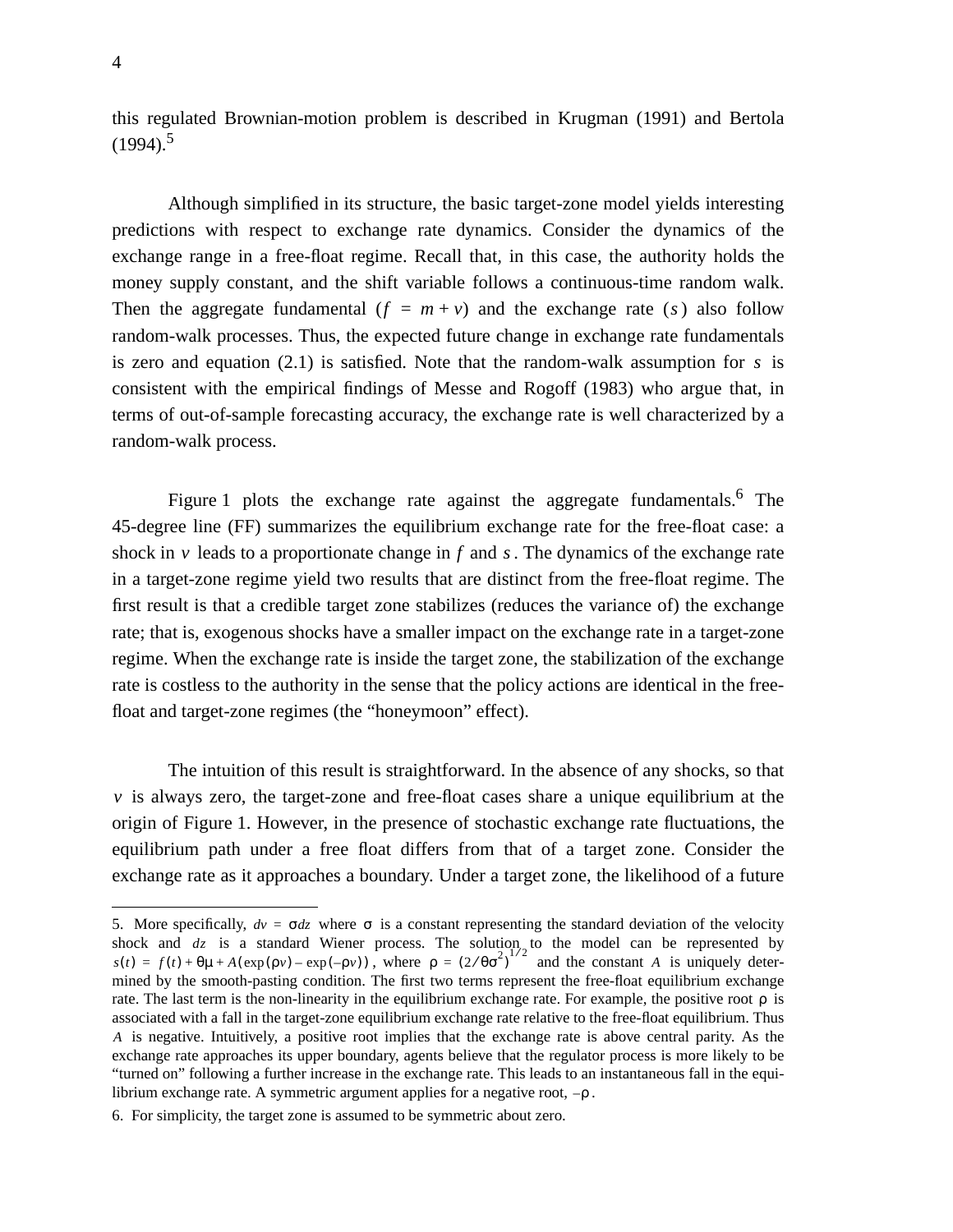this regulated Brownian-motion problem is described in Krugman (1991) and Bertola (1994).[5]

Although simplified in its structure, the basic target-zone model yields interesting predictions with respect to exchange rate dynamics. Consider the dynamics of the exchange range in a free-float regime. Recall that, in this case, the authority holds the money supply constant, and the shift variable follows a continuous-time random walk. Then the aggregate fundamental ($f = m + v$) and the exchange rate ($s$) also follow random-walk processes. Thus, the expected future change in exchange rate fundamentals is zero and equation (2.1) is satisfied. Note that the random-walk assumption for $s$ is consistent with the empirical findings of Messe and Rogoff (1983) who argue that, in terms of out-of-sample forecasting accuracy, the exchange rate is well characterized by a random-walk process.

Figure 1 plots the exchange rate against the aggregate fundamentals.[6] The 45-degree line (FF) summarizes the equilibrium exchange rate for the free-float case: a shock in $v$ leads to a proportionate change in $f$ and $s$. The dynamics of the exchange rate in a target-zone regime yield two results that are distinct from the free-float regime. The first result is that a credible target zone stabilizes (reduces the variance of) the exchange rate; that is, exogenous shocks have a smaller impact on the exchange rate in a target-zone regime. When the exchange rate is inside the target zone, the stabilization of the exchange rate is costless to the authority in the sense that the policy actions are identical in the free-float and target-zone regimes (the "honeymoon" effect).

The intuition of this result is straightforward. In the absence of any shocks, so that $v$ is always zero, the target-zone and free-float cases share a unique equilibrium at the origin of Figure 1. However, in the presence of stochastic exchange rate fluctuations, the equilibrium path under a free float differs from that of a target zone. Consider the exchange rate as it approaches a boundary. Under a target zone, the likelihood of a future

---

5. More specifically, $dv = \sigma dz$ where $\sigma$ is a constant representing the standard deviation of the velocity shock and $dz$ is a standard Wiener process. The solution to the model can be represented by $s(t) = f(t) + \theta\mu + A(\exp(\rho v) - \exp(-\rho v))$, where $\rho = (2/\theta\sigma^2)^{1/2}$ and the constant $A$ is uniquely determined by the smooth-pasting condition. The first two terms represent the free-float equilibrium exchange rate. The last term is the non-linearity in the equilibrium exchange rate. For example, the positive root $\rho$ is associated with a fall in the target-zone equilibrium exchange rate relative to the free-float equilibrium. Thus $A$ is negative. Intuitively, a positive root implies that the exchange rate is above central parity. As the exchange rate approaches its upper boundary, agents believe that the regulator process is more likely to be "turned on" following a further increase in the exchange rate. This leads to an instantaneous fall in the equilibrium exchange rate. A symmetric argument applies for a negative root, $-\rho$.

6. For simplicity, the target zone is assumed to be symmetric about zero.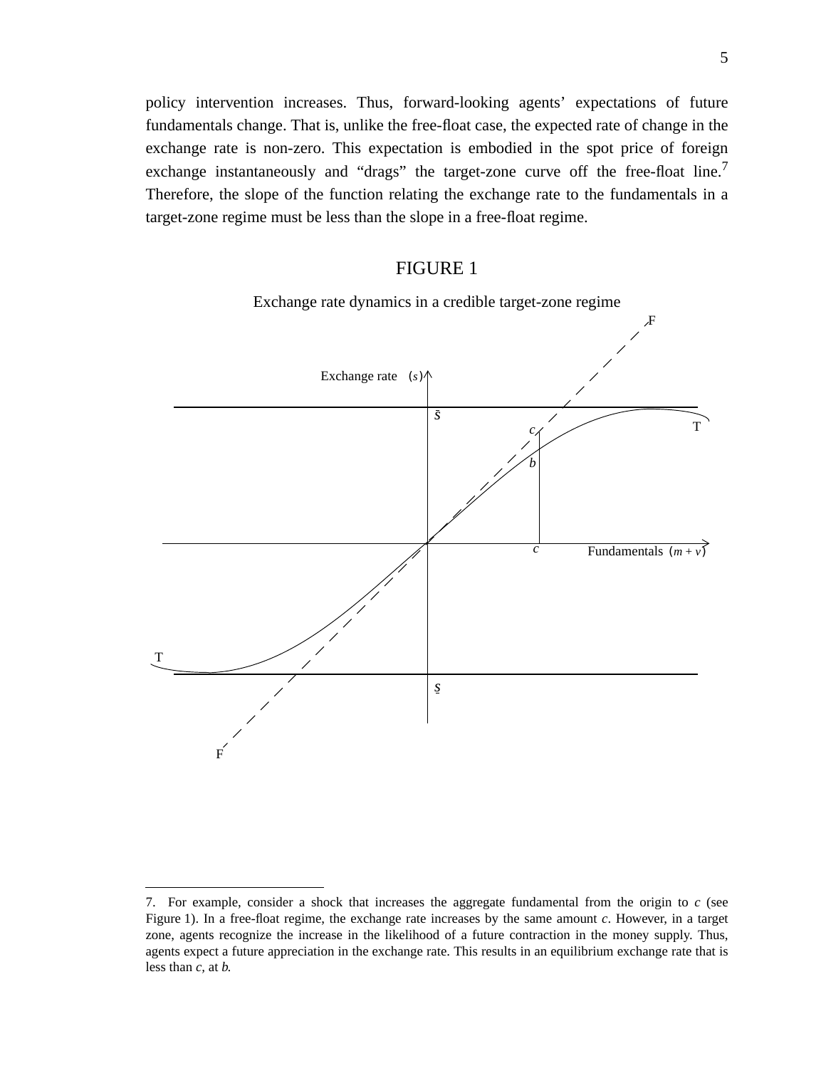policy intervention increases. Thus, forward-looking agents' expectations of future fundamentals change. That is, unlike the free-float case, the expected rate of change in the exchange rate is non-zero. This expectation is embodied in the spot price of foreign exchange instantaneously and "drags" the target-zone curve off the free-float line.[7] Therefore, the slope of the function relating the exchange rate to the fundamentals in a target-zone regime must be less than the slope in a free-float regime.

FIGURE 1

Exchange rate dynamics in a credible target-zone regime

---

7. For example, consider a shock that increases the aggregate fundamental from the origin to *c* (see Figure 1). In a free-float regime, the exchange rate increases by the same amount *c*. However, in a target zone, agents recognize the increase in the likelihood of a future contraction in the money supply. Thus, agents expect a future appreciation in the exchange rate. This results in an equilibrium exchange rate that is less than *c*, at *b*.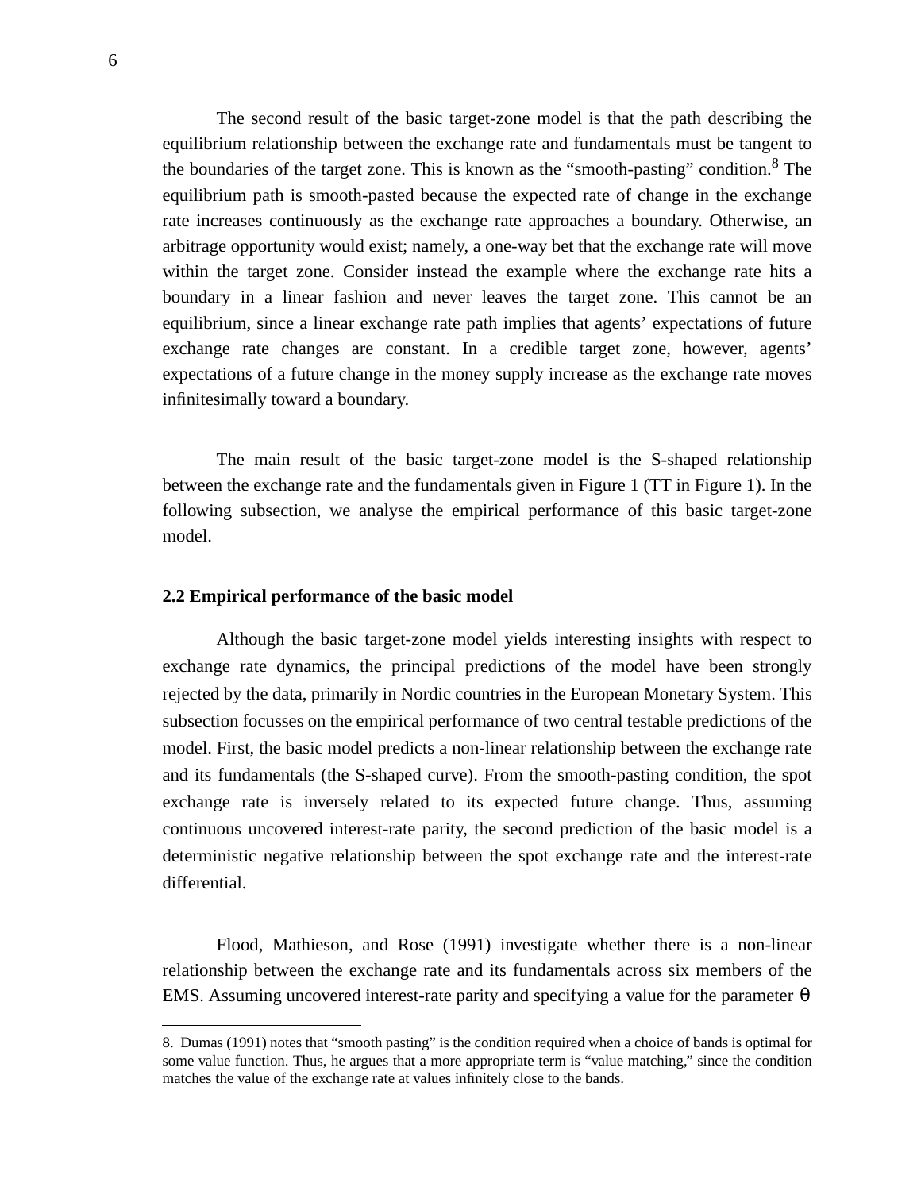The second result of the basic target-zone model is that the path describing the equilibrium relationship between the exchange rate and fundamentals must be tangent to the boundaries of the target zone. This is known as the "smooth-pasting" condition.[8] The equilibrium path is smooth-pasted because the expected rate of change in the exchange rate increases continuously as the exchange rate approaches a boundary. Otherwise, an arbitrage opportunity would exist; namely, a one-way bet that the exchange rate will move within the target zone. Consider instead the example where the exchange rate hits a boundary in a linear fashion and never leaves the target zone. This cannot be an equilibrium, since a linear exchange rate path implies that agents' expectations of future exchange rate changes are constant. In a credible target zone, however, agents' expectations of a future change in the money supply increase as the exchange rate moves infinitesimally toward a boundary.

The main result of the basic target-zone model is the S-shaped relationship between the exchange rate and the fundamentals given in Figure 1 (TT in Figure 1). In the following subsection, we analyse the empirical performance of this basic target-zone model.

### 2.2 Empirical performance of the basic model

Although the basic target-zone model yields interesting insights with respect to exchange rate dynamics, the principal predictions of the model have been strongly rejected by the data, primarily in Nordic countries in the European Monetary System. This subsection focusses on the empirical performance of two central testable predictions of the model. First, the basic model predicts a non-linear relationship between the exchange rate and its fundamentals (the S-shaped curve). From the smooth-pasting condition, the spot exchange rate is inversely related to its expected future change. Thus, assuming continuous uncovered interest-rate parity, the second prediction of the basic model is a deterministic negative relationship between the spot exchange rate and the interest-rate differential.

Flood, Mathieson, and Rose (1991) investigate whether there is a non-linear relationship between the exchange rate and its fundamentals across six members of the EMS. Assuming uncovered interest-rate parity and specifying a value for the parameter $\theta$

8. Dumas (1991) notes that "smooth pasting" is the condition required when a choice of bands is optimal for some value function. Thus, he argues that a more appropriate term is "value matching," since the condition matches the value of the exchange rate at values infinitely close to the bands.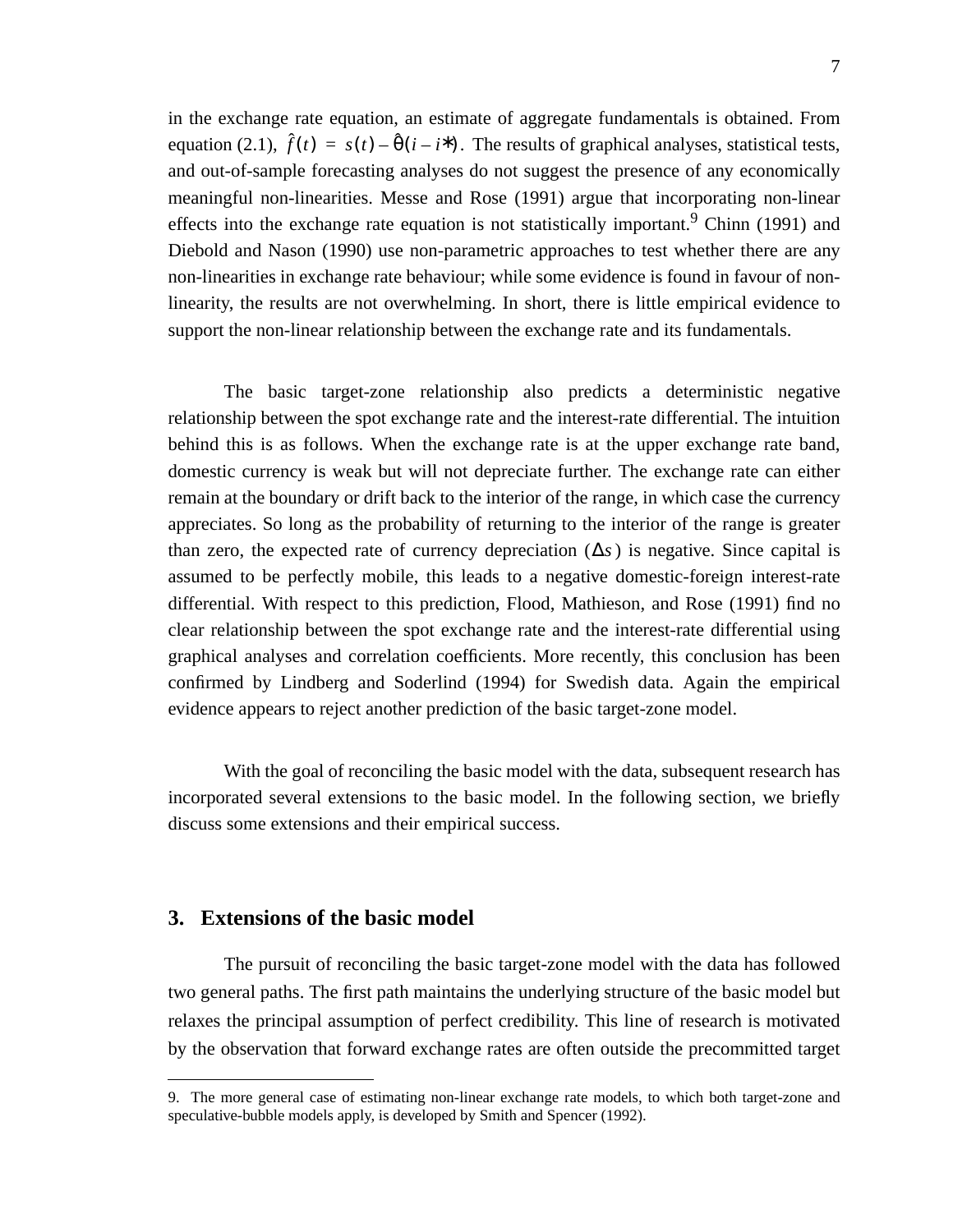in the exchange rate equation, an estimate of aggregate fundamentals is obtained. From equation (2.1), $\hat{f}(t) = s(t) - \hat{\theta}(i - i*)$. The results of graphical analyses, statistical tests, and out-of-sample forecasting analyses do not suggest the presence of any economically meaningful non-linearities. Messe and Rose (1991) argue that incorporating non-linear effects into the exchange rate equation is not statistically important.[9] Chinn (1991) and Diebold and Nason (1990) use non-parametric approaches to test whether there are any non-linearities in exchange rate behaviour; while some evidence is found in favour of non-linearity, the results are not overwhelming. In short, there is little empirical evidence to support the non-linear relationship between the exchange rate and its fundamentals.

The basic target-zone relationship also predicts a deterministic negative relationship between the spot exchange rate and the interest-rate differential. The intuition behind this is as follows. When the exchange rate is at the upper exchange rate band, domestic currency is weak but will not depreciate further. The exchange rate can either remain at the boundary or drift back to the interior of the range, in which case the currency appreciates. So long as the probability of returning to the interior of the range is greater than zero, the expected rate of currency depreciation ($\Delta s$) is negative. Since capital is assumed to be perfectly mobile, this leads to a negative domestic-foreign interest-rate differential. With respect to this prediction, Flood, Mathieson, and Rose (1991) find no clear relationship between the spot exchange rate and the interest-rate differential using graphical analyses and correlation coefficients. More recently, this conclusion has been confirmed by Lindberg and Soderlind (1994) for Swedish data. Again the empirical evidence appears to reject another prediction of the basic target-zone model.

With the goal of reconciling the basic model with the data, subsequent research has incorporated several extensions to the basic model. In the following section, we briefly discuss some extensions and their empirical success.

## 3. Extensions of the basic model

The pursuit of reconciling the basic target-zone model with the data has followed two general paths. The first path maintains the underlying structure of the basic model but relaxes the principal assumption of perfect credibility. This line of research is motivated by the observation that forward exchange rates are often outside the precommitted target

---

9. The more general case of estimating non-linear exchange rate models, to which both target-zone and speculative-bubble models apply, is developed by Smith and Spencer (1992).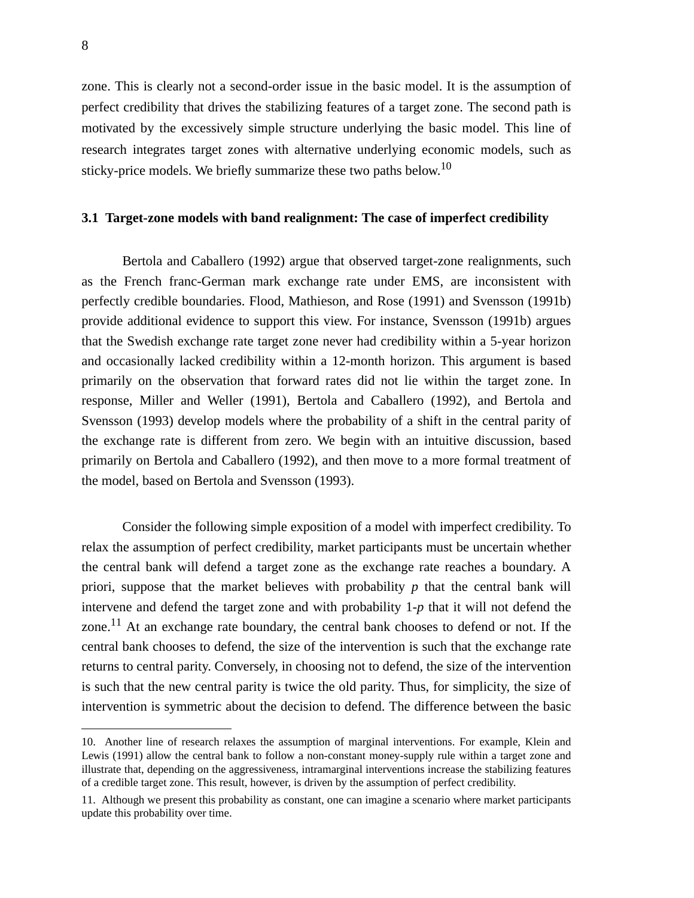zone. This is clearly not a second-order issue in the basic model. It is the assumption of perfect credibility that drives the stabilizing features of a target zone. The second path is motivated by the excessively simple structure underlying the basic model. This line of research integrates target zones with alternative underlying economic models, such as sticky-price models. We briefly summarize these two paths below.[10]

### 3.1 Target-zone models with band realignment: The case of imperfect credibility

Bertola and Caballero (1992) argue that observed target-zone realignments, such as the French franc-German mark exchange rate under EMS, are inconsistent with perfectly credible boundaries. Flood, Mathieson, and Rose (1991) and Svensson (1991b) provide additional evidence to support this view. For instance, Svensson (1991b) argues that the Swedish exchange rate target zone never had credibility within a 5-year horizon and occasionally lacked credibility within a 12-month horizon. This argument is based primarily on the observation that forward rates did not lie within the target zone. In response, Miller and Weller (1991), Bertola and Caballero (1992), and Bertola and Svensson (1993) develop models where the probability of a shift in the central parity of the exchange rate is different from zero. We begin with an intuitive discussion, based primarily on Bertola and Caballero (1992), and then move to a more formal treatment of the model, based on Bertola and Svensson (1993).

Consider the following simple exposition of a model with imperfect credibility. To relax the assumption of perfect credibility, market participants must be uncertain whether the central bank will defend a target zone as the exchange rate reaches a boundary. A priori, suppose that the market believes with probability $p$ that the central bank will intervene and defend the target zone and with probability $1-p$ that it will not defend the zone.[11] At an exchange rate boundary, the central bank chooses to defend or not. If the central bank chooses to defend, the size of the intervention is such that the exchange rate returns to central parity. Conversely, in choosing not to defend, the size of the intervention is such that the new central parity is twice the old parity. Thus, for simplicity, the size of intervention is symmetric about the decision to defend. The difference between the basic

---

10. Another line of research relaxes the assumption of marginal interventions. For example, Klein and Lewis (1991) allow the central bank to follow a non-constant money-supply rule within a target zone and illustrate that, depending on the aggressiveness, intramarginal interventions increase the stabilizing features of a credible target zone. This result, however, is driven by the assumption of perfect credibility.

11. Although we present this probability as constant, one can imagine a scenario where market participants update this probability over time.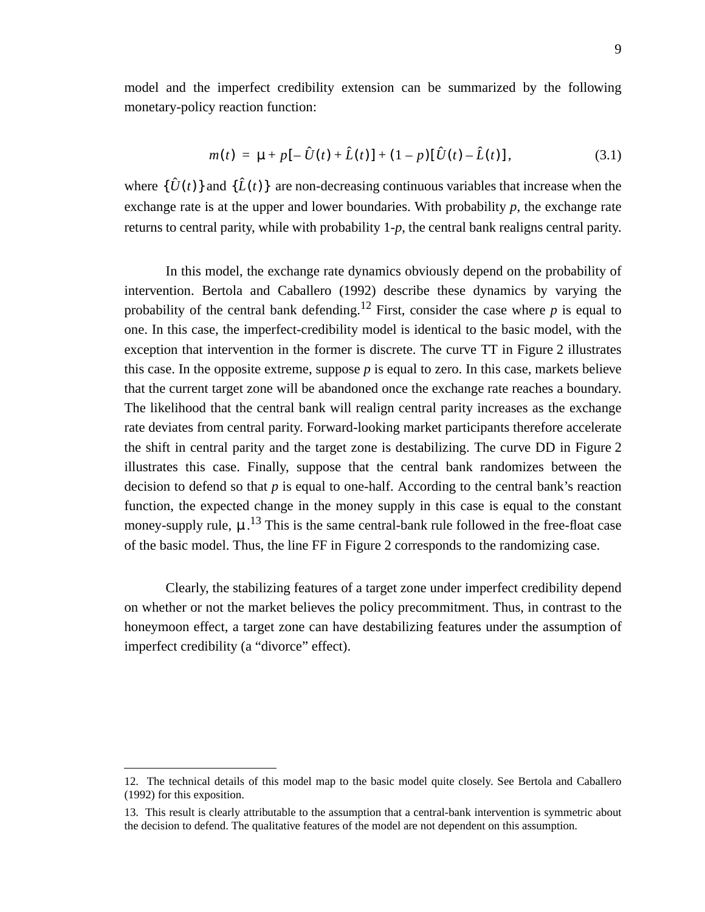model and the imperfect credibility extension can be summarized by the following monetary-policy reaction function:

$$m(t) = \mu + p[-\hat{U}(t) + \hat{L}(t)] + (1-p)[\hat{U}(t) - \hat{L}(t)], \qquad (3.1)$$

where $\{\hat{U}(t)\}$ and $\{\hat{L}(t)\}$ are non-decreasing continuous variables that increase when the exchange rate is at the upper and lower boundaries. With probability $p$, the exchange rate returns to central parity, while with probability 1-$p$, the central bank realigns central parity.

In this model, the exchange rate dynamics obviously depend on the probability of intervention. Bertola and Caballero (1992) describe these dynamics by varying the probability of the central bank defending.[12] First, consider the case where $p$ is equal to one. In this case, the imperfect-credibility model is identical to the basic model, with the exception that intervention in the former is discrete. The curve TT in Figure 2 illustrates this case. In the opposite extreme, suppose $p$ is equal to zero. In this case, markets believe that the current target zone will be abandoned once the exchange rate reaches a boundary. The likelihood that the central bank will realign central parity increases as the exchange rate deviates from central parity. Forward-looking market participants therefore accelerate the shift in central parity and the target zone is destabilizing. The curve DD in Figure 2 illustrates this case. Finally, suppose that the central bank randomizes between the decision to defend so that $p$ is equal to one-half. According to the central bank's reaction function, the expected change in the money supply in this case is equal to the constant money-supply rule, $\mu$.[13] This is the same central-bank rule followed in the free-float case of the basic model. Thus, the line FF in Figure 2 corresponds to the randomizing case.

Clearly, the stabilizing features of a target zone under imperfect credibility depend on whether or not the market believes the policy precommitment. Thus, in contrast to the honeymoon effect, a target zone can have destabilizing features under the assumption of imperfect credibility (a "divorce" effect).

---

12. The technical details of this model map to the basic model quite closely. See Bertola and Caballero (1992) for this exposition.

13. This result is clearly attributable to the assumption that a central-bank intervention is symmetric about the decision to defend. The qualitative features of the model are not dependent on this assumption.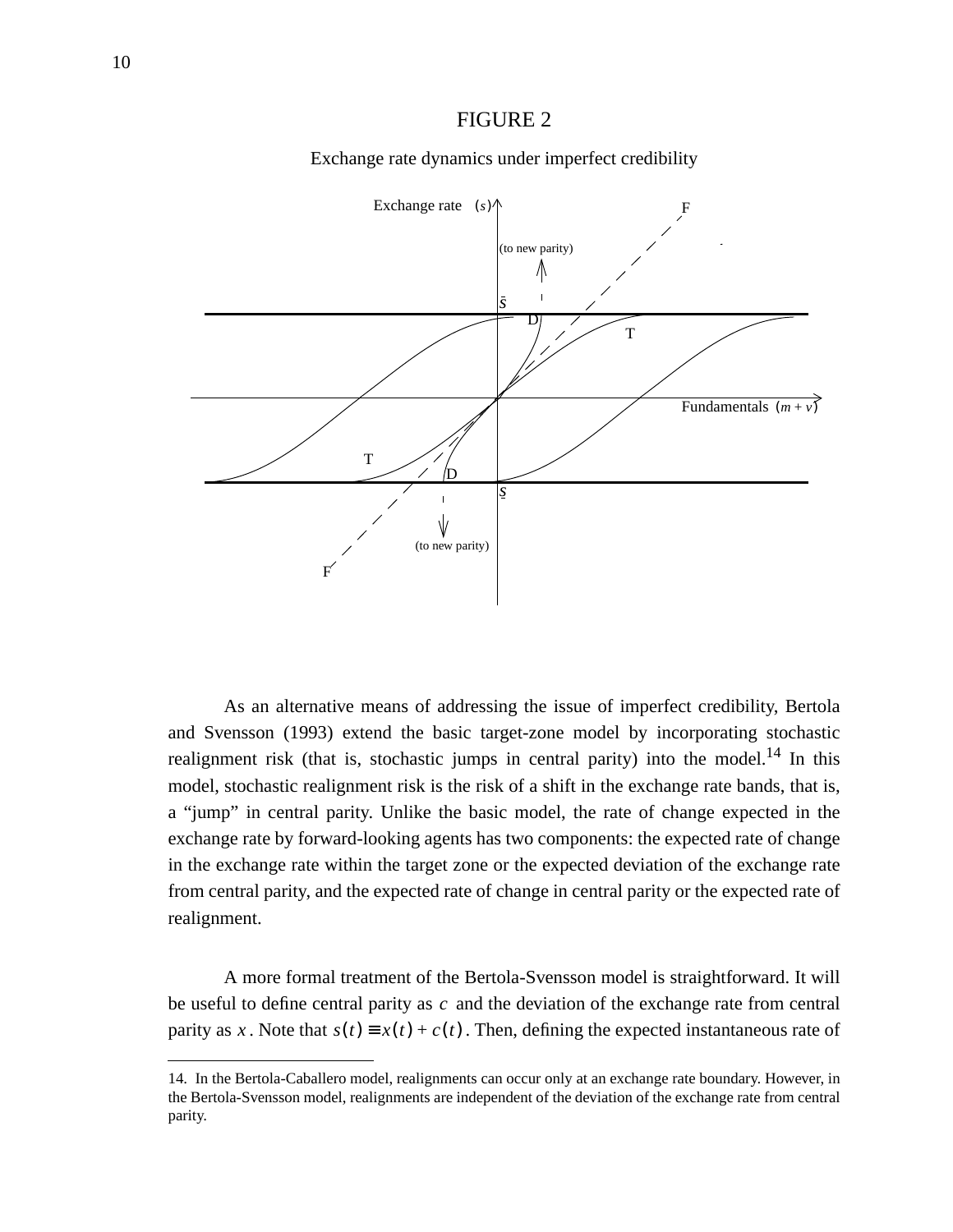FIGURE 2

Exchange rate dynamics under imperfect credibility

As an alternative means of addressing the issue of imperfect credibility, Bertola and Svensson (1993) extend the basic target-zone model by incorporating stochastic realignment risk (that is, stochastic jumps in central parity) into the model.[14] In this model, stochastic realignment risk is the risk of a shift in the exchange rate bands, that is, a "jump" in central parity. Unlike the basic model, the rate of change expected in the exchange rate by forward-looking agents has two components: the expected rate of change in the exchange rate within the target zone or the expected deviation of the exchange rate from central parity, and the expected rate of change in central parity or the expected rate of realignment.

A more formal treatment of the Bertola-Svensson model is straightforward. It will be useful to define central parity as $c$ and the deviation of the exchange rate from central parity as $x$. Note that $s(t) \equiv x(t) + c(t)$. Then, defining the expected instantaneous rate of

14. In the Bertola-Caballero model, realignments can occur only at an exchange rate boundary. However, in the Bertola-Svensson model, realignments are independent of the deviation of the exchange rate from central parity.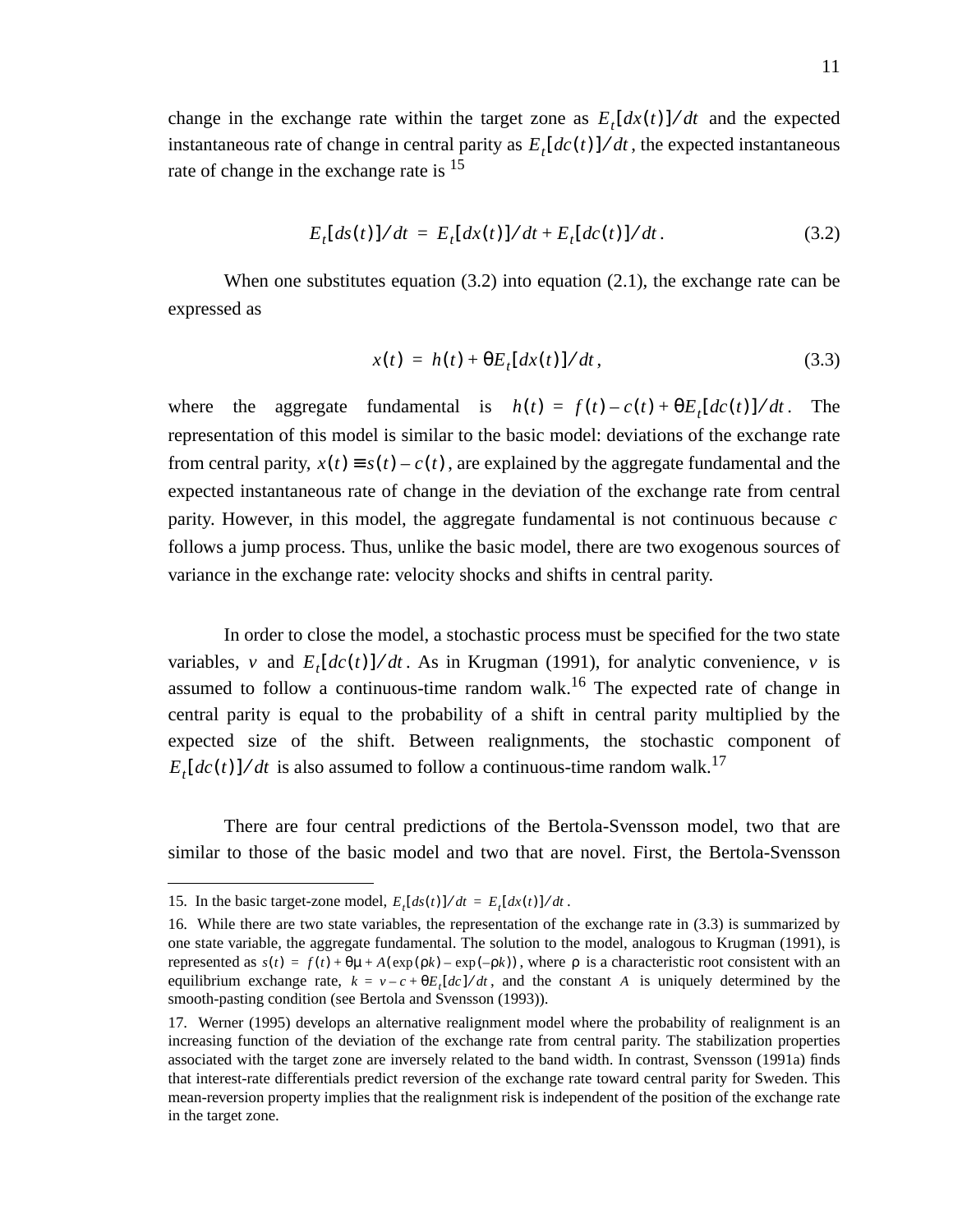change in the exchange rate within the target zone as $E_t[dx(t)]/dt$ and the expected instantaneous rate of change in central parity as $E_t[dc(t)]/dt$, the expected instantaneous rate of change in the exchange rate is [15]

$$E_t[ds(t)]/dt = E_t[dx(t)]/dt + E_t[dc(t)]/dt. \tag{3.2}$$

When one substitutes equation (3.2) into equation (2.1), the exchange rate can be expressed as

$$x(t) = h(t) + \theta E_t[dx(t)]/dt, \tag{3.3}$$

where the aggregate fundamental is $h(t) = f(t) - c(t) + \theta E_t[dc(t)]/dt$. The representation of this model is similar to the basic model: deviations of the exchange rate from central parity, $x(t) \equiv s(t) - c(t)$, are explained by the aggregate fundamental and the expected instantaneous rate of change in the deviation of the exchange rate from central parity. However, in this model, the aggregate fundamental is not continuous because $c$ follows a jump process. Thus, unlike the basic model, there are two exogenous sources of variance in the exchange rate: velocity shocks and shifts in central parity.

In order to close the model, a stochastic process must be specified for the two state variables, $v$ and $E_t[dc(t)]/dt$. As in Krugman (1991), for analytic convenience, $v$ is assumed to follow a continuous-time random walk.[16] The expected rate of change in central parity is equal to the probability of a shift in central parity multiplied by the expected size of the shift. Between realignments, the stochastic component of $E_t[dc(t)]/dt$ is also assumed to follow a continuous-time random walk.[17]

There are four central predictions of the Bertola-Svensson model, two that are similar to those of the basic model and two that are novel. First, the Bertola-Svensson

---

15. In the basic target-zone model, $E_t[ds(t)]/dt = E_t[dx(t)]/dt$.

16. While there are two state variables, the representation of the exchange rate in (3.3) is summarized by one state variable, the aggregate fundamental. The solution to the model, analogous to Krugman (1991), is represented as $s(t) = f(t) + \theta\mu + A(\exp(\rho k) - \exp(-\rho k))$, where $\rho$ is a characteristic root consistent with an equilibrium exchange rate, $k = v - c + \theta E_t[dc]/dt$, and the constant $A$ is uniquely determined by the smooth-pasting condition (see Bertola and Svensson (1993)).

17. Werner (1995) develops an alternative realignment model where the probability of realignment is an increasing function of the deviation of the exchange rate from central parity. The stabilization properties associated with the target zone are inversely related to the band width. In contrast, Svensson (1991a) finds that interest-rate differentials predict reversion of the exchange rate toward central parity for Sweden. This mean-reversion property implies that the realignment risk is independent of the position of the exchange rate in the target zone.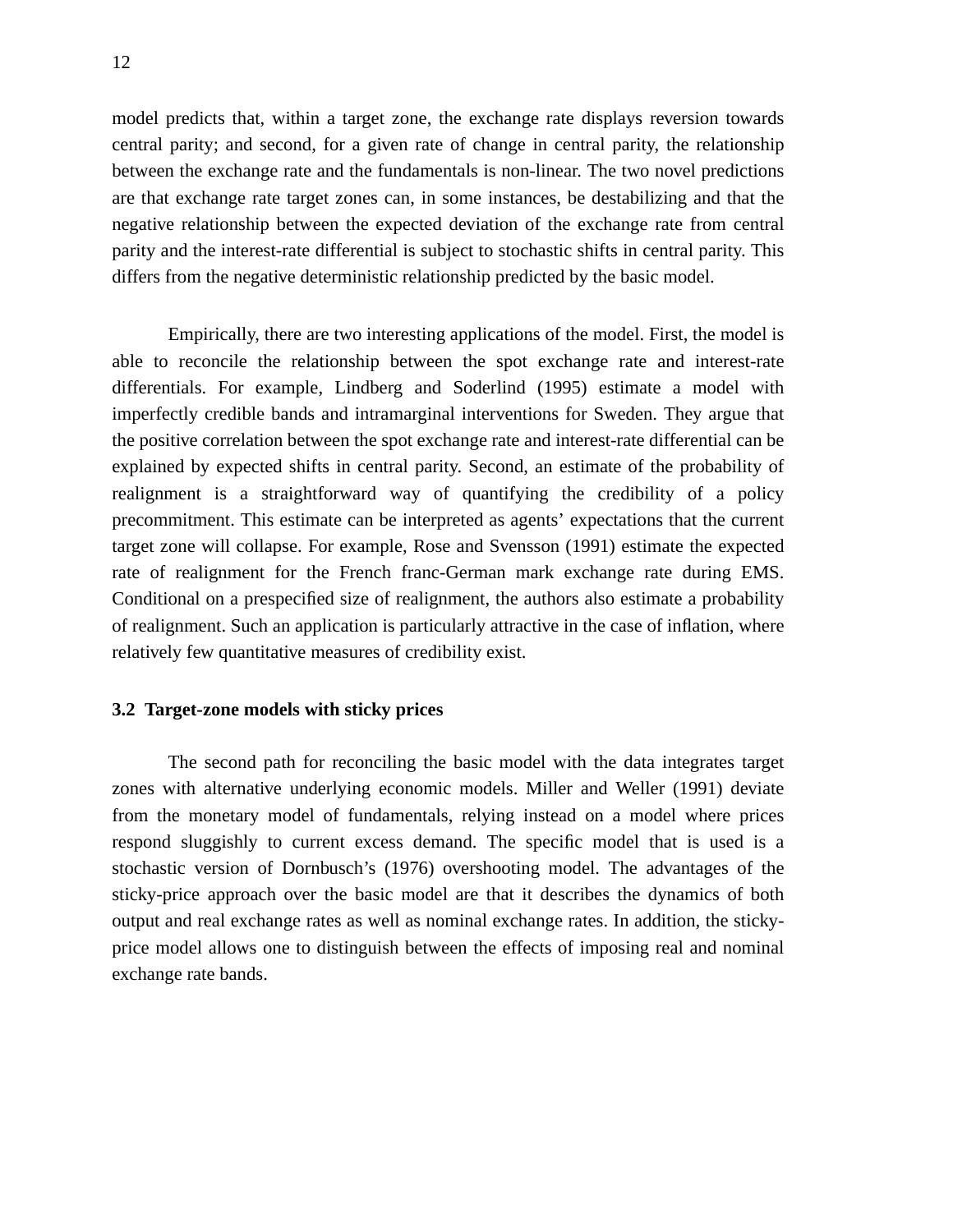model predicts that, within a target zone, the exchange rate displays reversion towards central parity; and second, for a given rate of change in central parity, the relationship between the exchange rate and the fundamentals is non-linear. The two novel predictions are that exchange rate target zones can, in some instances, be destabilizing and that the negative relationship between the expected deviation of the exchange rate from central parity and the interest-rate differential is subject to stochastic shifts in central parity. This differs from the negative deterministic relationship predicted by the basic model.

Empirically, there are two interesting applications of the model. First, the model is able to reconcile the relationship between the spot exchange rate and interest-rate differentials. For example, Lindberg and Soderlind (1995) estimate a model with imperfectly credible bands and intramarginal interventions for Sweden. They argue that the positive correlation between the spot exchange rate and interest-rate differential can be explained by expected shifts in central parity. Second, an estimate of the probability of realignment is a straightforward way of quantifying the credibility of a policy precommitment. This estimate can be interpreted as agents' expectations that the current target zone will collapse. For example, Rose and Svensson (1991) estimate the expected rate of realignment for the French franc-German mark exchange rate during EMS. Conditional on a prespecified size of realignment, the authors also estimate a probability of realignment. Such an application is particularly attractive in the case of inflation, where relatively few quantitative measures of credibility exist.

### 3.2 Target-zone models with sticky prices

The second path for reconciling the basic model with the data integrates target zones with alternative underlying economic models. Miller and Weller (1991) deviate from the monetary model of fundamentals, relying instead on a model where prices respond sluggishly to current excess demand. The specific model that is used is a stochastic version of Dornbusch's (1976) overshooting model. The advantages of the sticky-price approach over the basic model are that it describes the dynamics of both output and real exchange rates as well as nominal exchange rates. In addition, the sticky-price model allows one to distinguish between the effects of imposing real and nominal exchange rate bands.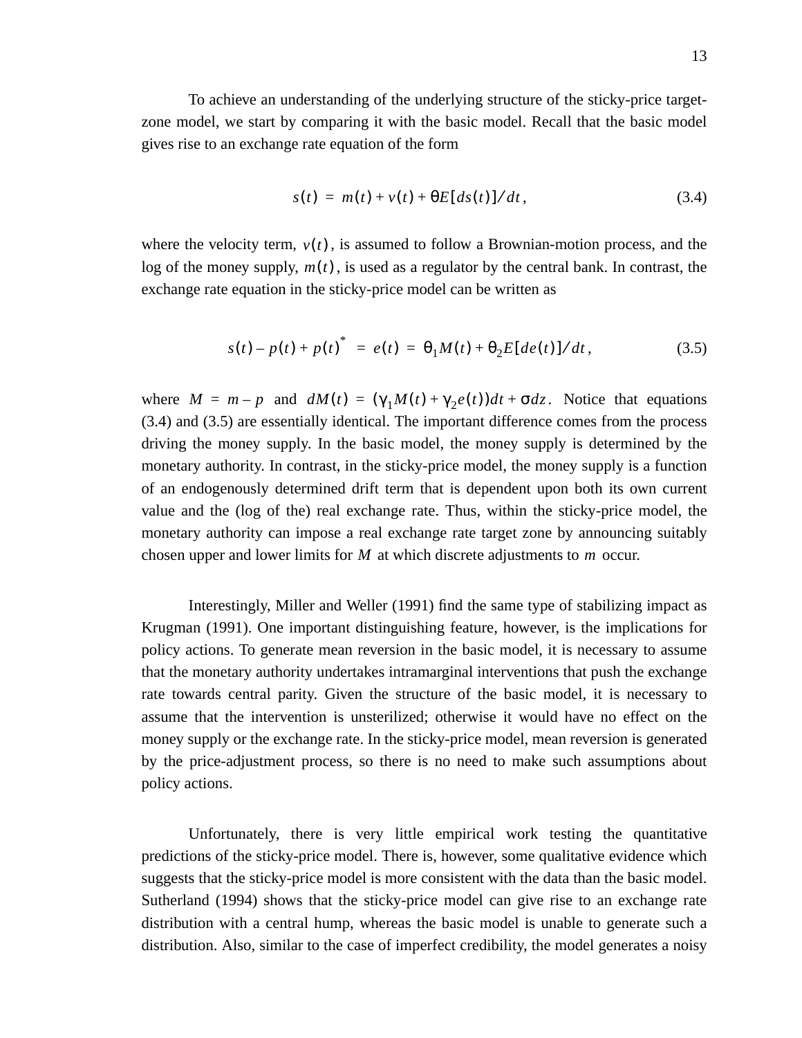To achieve an understanding of the underlying structure of the sticky-price target-zone model, we start by comparing it with the basic model. Recall that the basic model gives rise to an exchange rate equation of the form

$$s(t) = m(t) + v(t) + \theta E[ds(t)]/dt, \tag{3.4}$$

where the velocity term, $v(t)$, is assumed to follow a Brownian-motion process, and the log of the money supply, $m(t)$, is used as a regulator by the central bank. In contrast, the exchange rate equation in the sticky-price model can be written as

$$s(t) - p(t) + p(t)^{*} = e(t) = \theta_1 M(t) + \theta_2 E[de(t)]/dt, \tag{3.5}$$

where $M = m - p$ and $dM(t) = (\gamma_1 M(t) + \gamma_2 e(t))dt + \sigma dz$. Notice that equations (3.4) and (3.5) are essentially identical. The important difference comes from the process driving the money supply. In the basic model, the money supply is determined by the monetary authority. In contrast, in the sticky-price model, the money supply is a function of an endogenously determined drift term that is dependent upon both its own current value and the (log of the) real exchange rate. Thus, within the sticky-price model, the monetary authority can impose a real exchange rate target zone by announcing suitably chosen upper and lower limits for $M$ at which discrete adjustments to $m$ occur.

Interestingly, Miller and Weller (1991) find the same type of stabilizing impact as Krugman (1991). One important distinguishing feature, however, is the implications for policy actions. To generate mean reversion in the basic model, it is necessary to assume that the monetary authority undertakes intramarginal interventions that push the exchange rate towards central parity. Given the structure of the basic model, it is necessary to assume that the intervention is unsterilized; otherwise it would have no effect on the money supply or the exchange rate. In the sticky-price model, mean reversion is generated by the price-adjustment process, so there is no need to make such assumptions about policy actions.

Unfortunately, there is very little empirical work testing the quantitative predictions of the sticky-price model. There is, however, some qualitative evidence which suggests that the sticky-price model is more consistent with the data than the basic model. Sutherland (1994) shows that the sticky-price model can give rise to an exchange rate distribution with a central hump, whereas the basic model is unable to generate such a distribution. Also, similar to the case of imperfect credibility, the model generates a noisy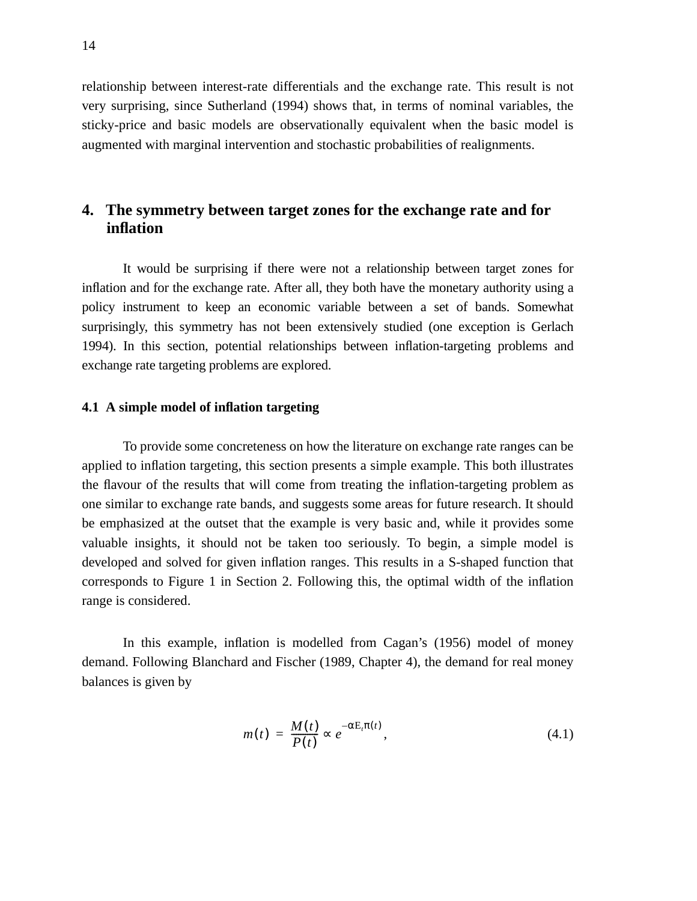relationship between interest-rate differentials and the exchange rate. This result is not very surprising, since Sutherland (1994) shows that, in terms of nominal variables, the sticky-price and basic models are observationally equivalent when the basic model is augmented with marginal intervention and stochastic probabilities of realignments.

## 4. The symmetry between target zones for the exchange rate and for inflation

It would be surprising if there were not a relationship between target zones for inflation and for the exchange rate. After all, they both have the monetary authority using a policy instrument to keep an economic variable between a set of bands. Somewhat surprisingly, this symmetry has not been extensively studied (one exception is Gerlach 1994). In this section, potential relationships between inflation-targeting problems and exchange rate targeting problems are explored.

### 4.1 A simple model of inflation targeting

To provide some concreteness on how the literature on exchange rate ranges can be applied to inflation targeting, this section presents a simple example. This both illustrates the flavour of the results that will come from treating the inflation-targeting problem as one similar to exchange rate bands, and suggests some areas for future research. It should be emphasized at the outset that the example is very basic and, while it provides some valuable insights, it should not be taken too seriously. To begin, a simple model is developed and solved for given inflation ranges. This results in a S-shaped function that corresponds to Figure 1 in Section 2. Following this, the optimal width of the inflation range is considered.

In this example, inflation is modelled from Cagan's (1956) model of money demand. Following Blanchard and Fischer (1989, Chapter 4), the demand for real money balances is given by

$$m(t) = \frac{M(t)}{P(t)} \propto e^{-\alpha \mathrm{E}_t \pi(t)}, \tag{4.1}$$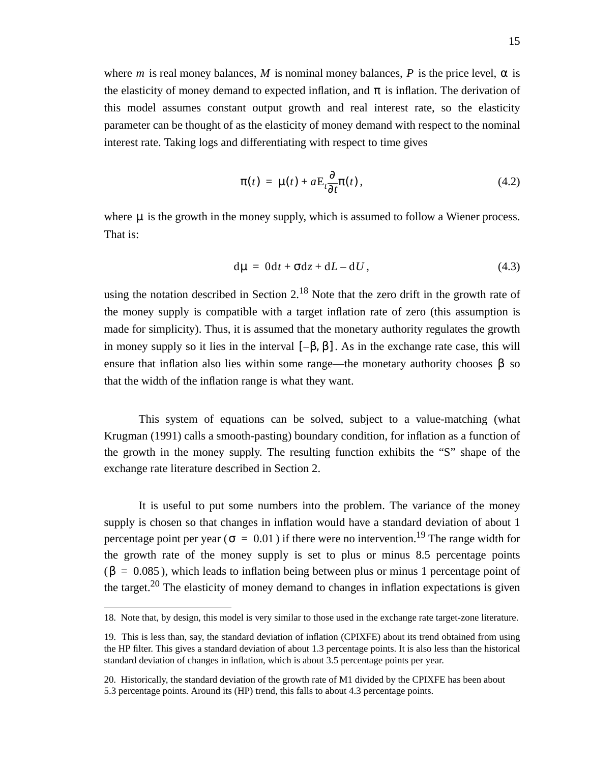where $m$ is real money balances, $M$ is nominal money balances, $P$ is the price level, $\alpha$ is the elasticity of money demand to expected inflation, and $\pi$ is inflation. The derivation of this model assumes constant output growth and real interest rate, so the elasticity parameter can be thought of as the elasticity of money demand with respect to the nominal interest rate. Taking logs and differentiating with respect to time gives

$$\pi(t) = \mu(t) + a\mathrm{E}_t\frac{\partial}{\partial t}\pi(t), \tag{4.2}$$

where $\mu$ is the growth in the money supply, which is assumed to follow a Wiener process. That is:

$$\mathrm{d}\mu = 0\mathrm{d}t + \sigma\mathrm{d}z + \mathrm{d}L - \mathrm{d}U, \tag{4.3}$$

using the notation described in Section 2.[18] Note that the zero drift in the growth rate of the money supply is compatible with a target inflation rate of zero (this assumption is made for simplicity). Thus, it is assumed that the monetary authority regulates the growth in money supply so it lies in the interval $[-\beta, \beta]$. As in the exchange rate case, this will ensure that inflation also lies within some range—the monetary authority chooses $\beta$ so that the width of the inflation range is what they want.

This system of equations can be solved, subject to a value-matching (what Krugman (1991) calls a smooth-pasting) boundary condition, for inflation as a function of the growth in the money supply. The resulting function exhibits the "S" shape of the exchange rate literature described in Section 2.

It is useful to put some numbers into the problem. The variance of the money supply is chosen so that changes in inflation would have a standard deviation of about 1 percentage point per year ($\sigma = 0.01$) if there were no intervention.[19] The range width for the growth rate of the money supply is set to plus or minus 8.5 percentage points ($\beta = 0.085$), which leads to inflation being between plus or minus 1 percentage point of the target.[20] The elasticity of money demand to changes in inflation expectations is given

---

18. Note that, by design, this model is very similar to those used in the exchange rate target-zone literature.

19. This is less than, say, the standard deviation of inflation (CPIXFE) about its trend obtained from using the HP filter. This gives a standard deviation of about 1.3 percentage points. It is also less than the historical standard deviation of changes in inflation, which is about 3.5 percentage points per year.

20. Historically, the standard deviation of the growth rate of M1 divided by the CPIXFE has been about 5.3 percentage points. Around its (HP) trend, this falls to about 4.3 percentage points.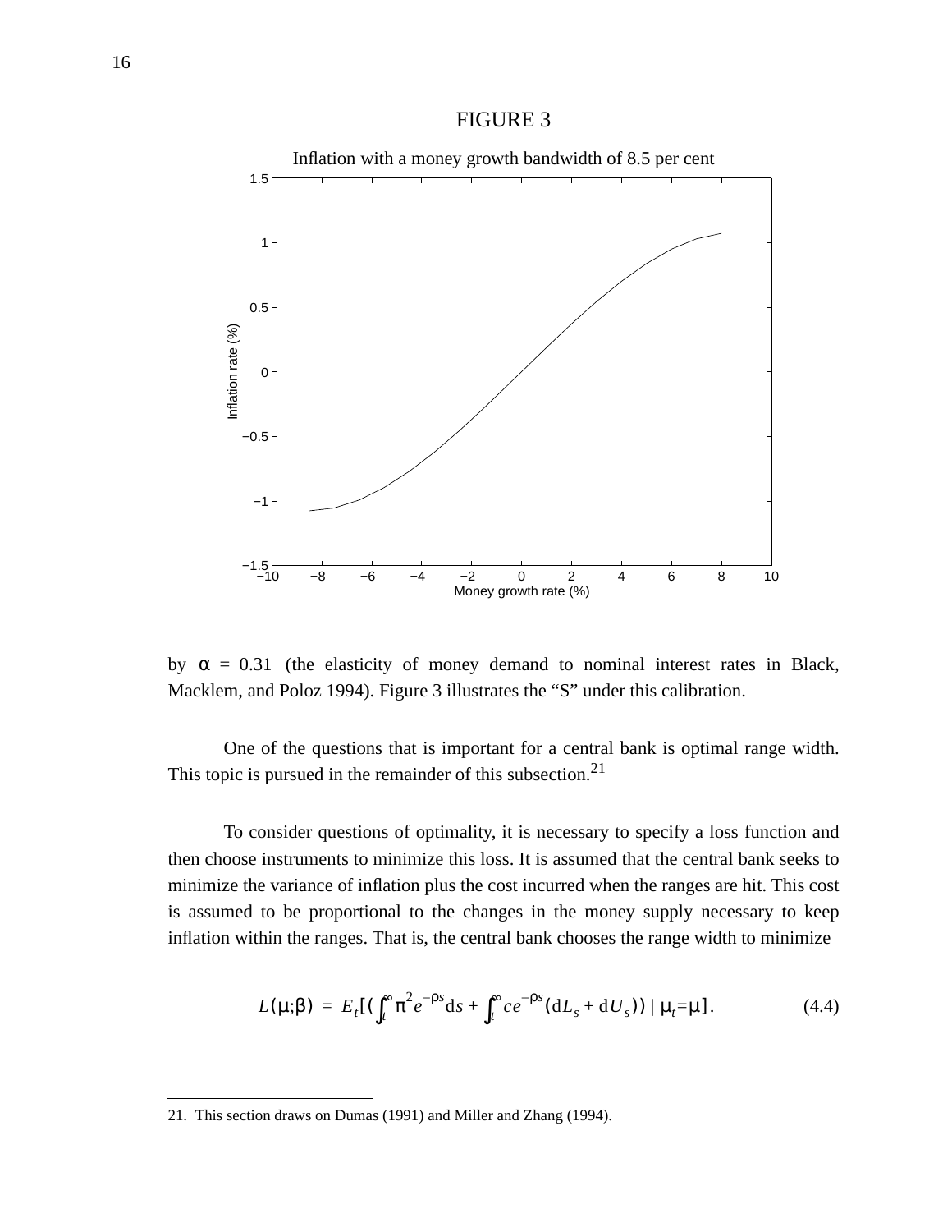FIGURE 3

Inflation with a money growth bandwidth of 8.5 per cent

by $\alpha = 0.31$ (the elasticity of money demand to nominal interest rates in Black, Macklem, and Poloz 1994). Figure 3 illustrates the "S" under this calibration.

One of the questions that is important for a central bank is optimal range width. This topic is pursued in the remainder of this subsection.[21]

To consider questions of optimality, it is necessary to specify a loss function and then choose instruments to minimize this loss. It is assumed that the central bank seeks to minimize the variance of inflation plus the cost incurred when the ranges are hit. This cost is assumed to be proportional to the changes in the money supply necessary to keep inflation within the ranges. That is, the central bank chooses the range width to minimize

$$L(\mu;\beta) = E_t[(\int_t^{\infty} \pi^2 e^{-\rho s} \mathrm{d}s + \int_t^{\infty} c e^{-\rho s} (\mathrm{d}L_s + \mathrm{d}U_s)) \mid \mu_t = \mu]. \tag{4.4}$$

21. This section draws on Dumas (1991) and Miller and Zhang (1994).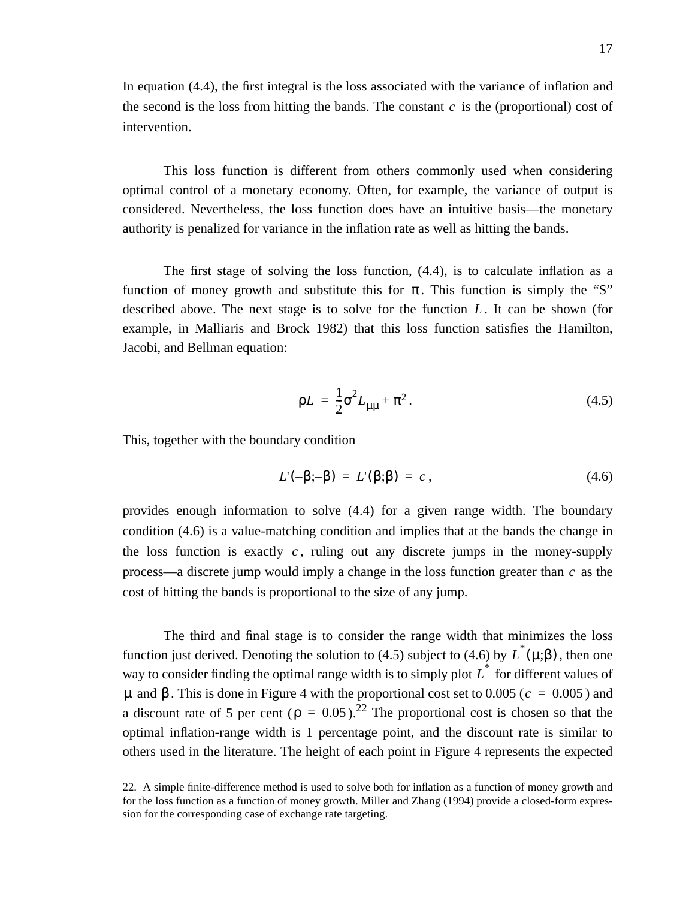In equation (4.4), the first integral is the loss associated with the variance of inflation and the second is the loss from hitting the bands. The constant $c$ is the (proportional) cost of intervention.

This loss function is different from others commonly used when considering optimal control of a monetary economy. Often, for example, the variance of output is considered. Nevertheless, the loss function does have an intuitive basis—the monetary authority is penalized for variance in the inflation rate as well as hitting the bands.

The first stage of solving the loss function, (4.4), is to calculate inflation as a function of money growth and substitute this for $\pi$. This function is simply the "S" described above. The next stage is to solve for the function $L$. It can be shown (for example, in Malliaris and Brock 1982) that this loss function satisfies the Hamilton, Jacobi, and Bellman equation:

$$\rho L = \frac{1}{2}\sigma^2 L_{\mu\mu} + \pi^2 . \tag{4.5}$$

This, together with the boundary condition

$$L'(-\beta;-\beta) = L'(\beta;\beta) = c , \tag{4.6}$$

provides enough information to solve (4.4) for a given range width. The boundary condition (4.6) is a value-matching condition and implies that at the bands the change in the loss function is exactly $c$, ruling out any discrete jumps in the money-supply process—a discrete jump would imply a change in the loss function greater than $c$ as the cost of hitting the bands is proportional to the size of any jump.

The third and final stage is to consider the range width that minimizes the loss function just derived. Denoting the solution to (4.5) subject to (4.6) by $L^*(\mu;\beta)$, then one way to consider finding the optimal range width is to simply plot $L^*$ for different values of $\mu$ and $\beta$. This is done in Figure 4 with the proportional cost set to 0.005 ($c = 0.005$) and a discount rate of 5 per cent ($\rho = 0.05$).[22] The proportional cost is chosen so that the optimal inflation-range width is 1 percentage point, and the discount rate is similar to others used in the literature. The height of each point in Figure 4 represents the expected

22. A simple finite-difference method is used to solve both for inflation as a function of money growth and for the loss function as a function of money growth. Miller and Zhang (1994) provide a closed-form expression for the corresponding case of exchange rate targeting.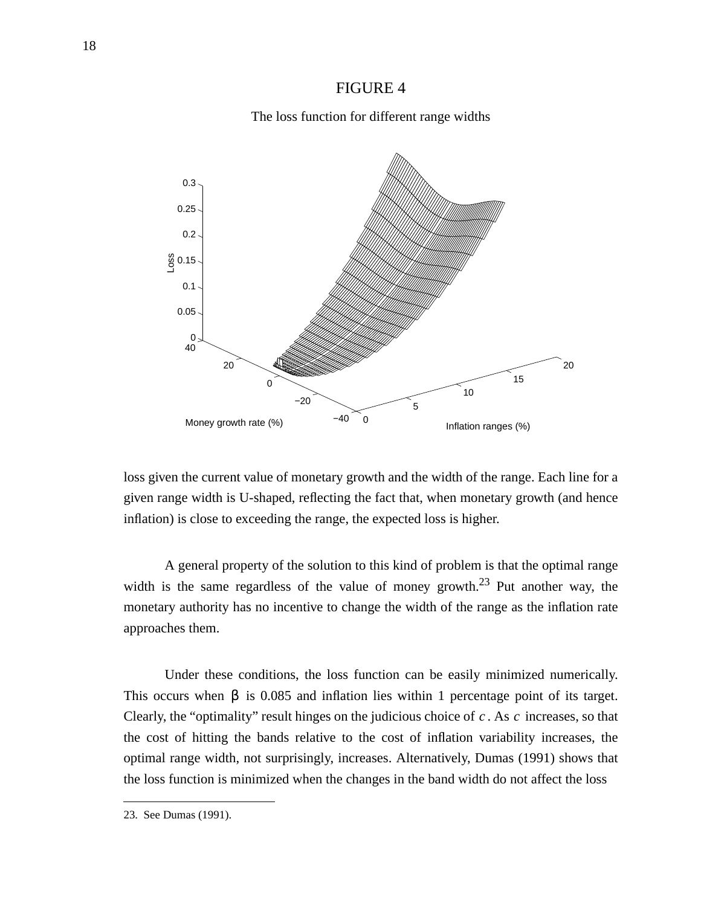FIGURE 4

The loss function for different range widths

loss given the current value of monetary growth and the width of the range. Each line for a given range width is U-shaped, reflecting the fact that, when monetary growth (and hence inflation) is close to exceeding the range, the expected loss is higher.

A general property of the solution to this kind of problem is that the optimal range width is the same regardless of the value of money growth.[23] Put another way, the monetary authority has no incentive to change the width of the range as the inflation rate approaches them.

Under these conditions, the loss function can be easily minimized numerically. This occurs when $\beta$ is 0.085 and inflation lies within 1 percentage point of its target. Clearly, the "optimality" result hinges on the judicious choice of $c$. As $c$ increases, so that the cost of hitting the bands relative to the cost of inflation variability increases, the optimal range width, not surprisingly, increases. Alternatively, Dumas (1991) shows that the loss function is minimized when the changes in the band width do not affect the loss

23. See Dumas (1991).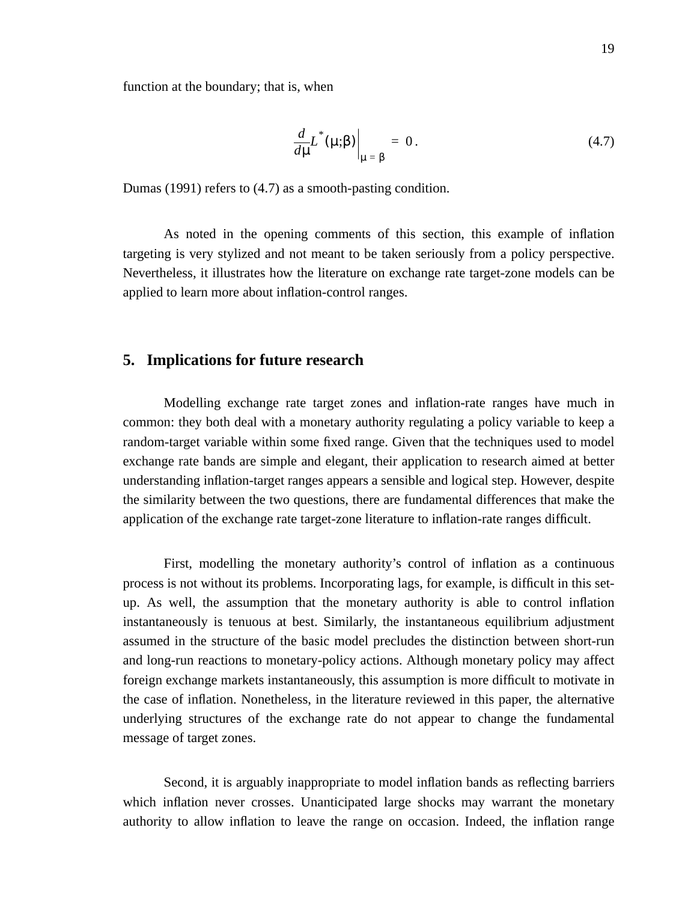function at the boundary; that is, when

$$\frac{d}{d\mu}L^{*}(\mu;\beta)\bigg|_{\mu\,=\,\beta} = 0\,. \tag{4.7}$$

Dumas (1991) refers to (4.7) as a smooth-pasting condition.

As noted in the opening comments of this section, this example of inflation targeting is very stylized and not meant to be taken seriously from a policy perspective. Nevertheless, it illustrates how the literature on exchange rate target-zone models can be applied to learn more about inflation-control ranges.

## 5. Implications for future research

Modelling exchange rate target zones and inflation-rate ranges have much in common: they both deal with a monetary authority regulating a policy variable to keep a random-target variable within some fixed range. Given that the techniques used to model exchange rate bands are simple and elegant, their application to research aimed at better understanding inflation-target ranges appears a sensible and logical step. However, despite the similarity between the two questions, there are fundamental differences that make the application of the exchange rate target-zone literature to inflation-rate ranges difficult.

First, modelling the monetary authority's control of inflation as a continuous process is not without its problems. Incorporating lags, for example, is difficult in this set-up. As well, the assumption that the monetary authority is able to control inflation instantaneously is tenuous at best. Similarly, the instantaneous equilibrium adjustment assumed in the structure of the basic model precludes the distinction between short-run and long-run reactions to monetary-policy actions. Although monetary policy may affect foreign exchange markets instantaneously, this assumption is more difficult to motivate in the case of inflation. Nonetheless, in the literature reviewed in this paper, the alternative underlying structures of the exchange rate do not appear to change the fundamental message of target zones.

Second, it is arguably inappropriate to model inflation bands as reflecting barriers which inflation never crosses. Unanticipated large shocks may warrant the monetary authority to allow inflation to leave the range on occasion. Indeed, the inflation range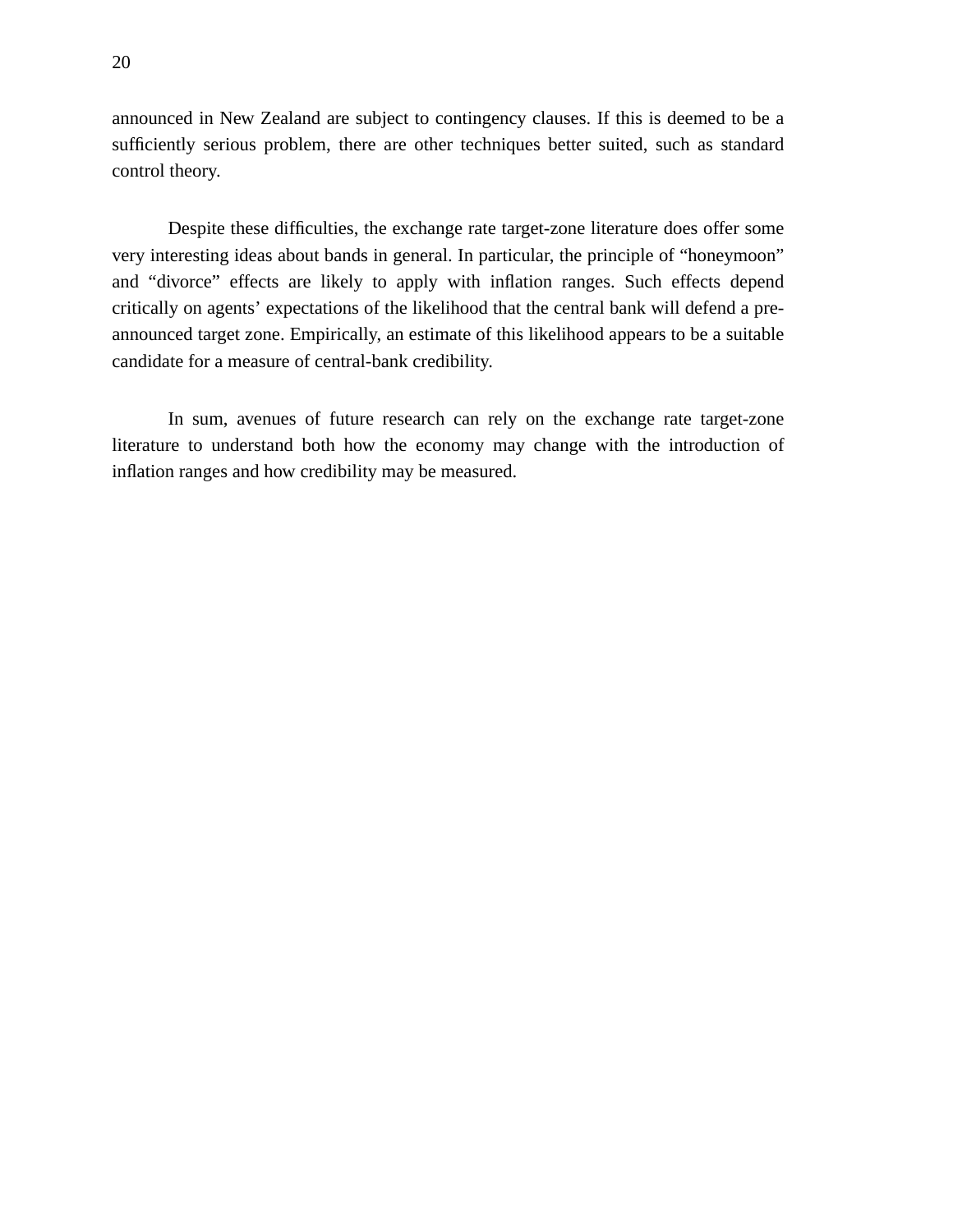announced in New Zealand are subject to contingency clauses. If this is deemed to be a sufficiently serious problem, there are other techniques better suited, such as standard control theory.

Despite these difficulties, the exchange rate target-zone literature does offer some very interesting ideas about bands in general. In particular, the principle of "honeymoon" and "divorce" effects are likely to apply with inflation ranges. Such effects depend critically on agents' expectations of the likelihood that the central bank will defend a pre-announced target zone. Empirically, an estimate of this likelihood appears to be a suitable candidate for a measure of central-bank credibility.

In sum, avenues of future research can rely on the exchange rate target-zone literature to understand both how the economy may change with the introduction of inflation ranges and how credibility may be measured.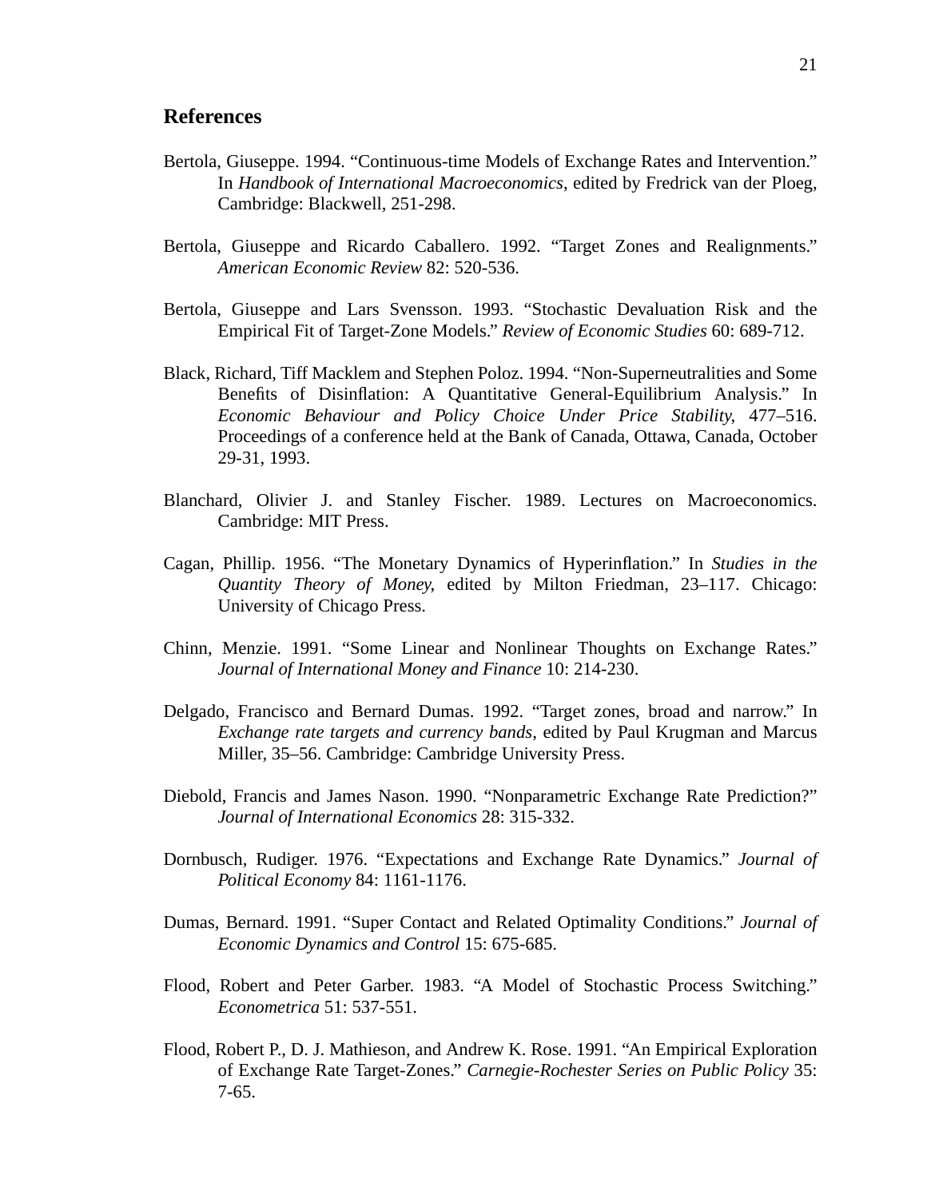## References

Bertola, Giuseppe. 1994. "Continuous-time Models of Exchange Rates and Intervention." In *Handbook of International Macroeconomics*, edited by Fredrick van der Ploeg, Cambridge: Blackwell, 251-298.

Bertola, Giuseppe and Ricardo Caballero. 1992. "Target Zones and Realignments." *American Economic Review* 82: 520-536.

Bertola, Giuseppe and Lars Svensson. 1993. "Stochastic Devaluation Risk and the Empirical Fit of Target-Zone Models." *Review of Economic Studies* 60: 689-712.

Black, Richard, Tiff Macklem and Stephen Poloz. 1994. "Non-Superneutralities and Some Benefits of Disinflation: A Quantitative General-Equilibrium Analysis." In *Economic Behaviour and Policy Choice Under Price Stability*, 477–516. Proceedings of a conference held at the Bank of Canada, Ottawa, Canada, October 29-31, 1993.

Blanchard, Olivier J. and Stanley Fischer. 1989. Lectures on Macroeconomics. Cambridge: MIT Press.

Cagan, Phillip. 1956. "The Monetary Dynamics of Hyperinflation." In *Studies in the Quantity Theory of Money*, edited by Milton Friedman, 23–117. Chicago: University of Chicago Press.

Chinn, Menzie. 1991. "Some Linear and Nonlinear Thoughts on Exchange Rates." *Journal of International Money and Finance* 10: 214-230.

Delgado, Francisco and Bernard Dumas. 1992. "Target zones, broad and narrow." In *Exchange rate targets and currency bands*, edited by Paul Krugman and Marcus Miller, 35–56. Cambridge: Cambridge University Press.

Diebold, Francis and James Nason. 1990. "Nonparametric Exchange Rate Prediction?" *Journal of International Economics* 28: 315-332.

Dornbusch, Rudiger. 1976. "Expectations and Exchange Rate Dynamics." *Journal of Political Economy* 84: 1161-1176.

Dumas, Bernard. 1991. "Super Contact and Related Optimality Conditions." *Journal of Economic Dynamics and Control* 15: 675-685.

Flood, Robert and Peter Garber. 1983. "A Model of Stochastic Process Switching." *Econometrica* 51: 537-551.

Flood, Robert P., D. J. Mathieson, and Andrew K. Rose. 1991. "An Empirical Exploration of Exchange Rate Target-Zones." *Carnegie-Rochester Series on Public Policy* 35: 7-65.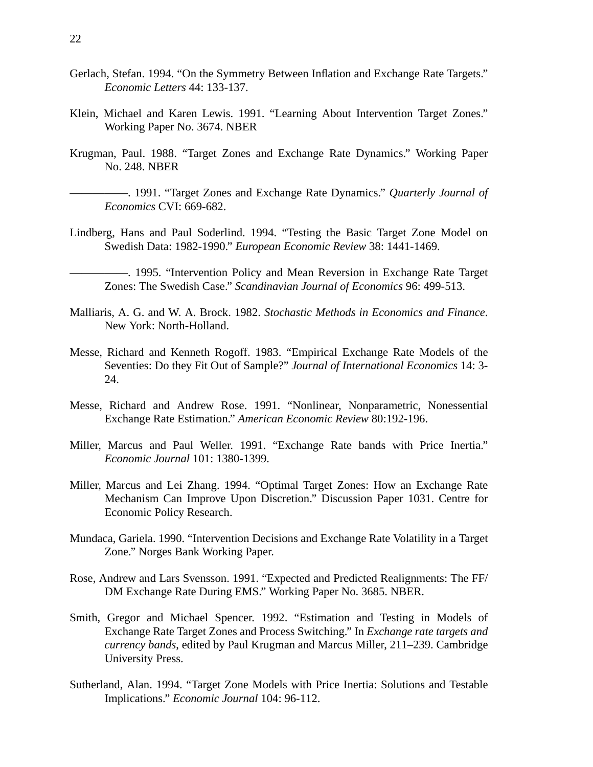Gerlach, Stefan. 1994. “On the Symmetry Between Inflation and Exchange Rate Targets.” *Economic Letters* 44: 133-137.

Klein, Michael and Karen Lewis. 1991. “Learning About Intervention Target Zones.” Working Paper No. 3674. NBER

Krugman, Paul. 1988. “Target Zones and Exchange Rate Dynamics.” Working Paper No. 248. NBER

—————. 1991. “Target Zones and Exchange Rate Dynamics.” *Quarterly Journal of Economics* CVI: 669-682.

Lindberg, Hans and Paul Soderlind. 1994. “Testing the Basic Target Zone Model on Swedish Data: 1982-1990.” *European Economic Review* 38: 1441-1469.

—————. 1995. “Intervention Policy and Mean Reversion in Exchange Rate Target Zones: The Swedish Case.” *Scandinavian Journal of Economics* 96: 499-513.

Malliaris, A. G. and W. A. Brock. 1982. *Stochastic Methods in Economics and Finance*. New York: North-Holland.

Messe, Richard and Kenneth Rogoff. 1983. “Empirical Exchange Rate Models of the Seventies: Do they Fit Out of Sample?” *Journal of International Economics* 14: 3-24.

Messe, Richard and Andrew Rose. 1991. “Nonlinear, Nonparametric, Nonessential Exchange Rate Estimation.” *American Economic Review* 80:192-196.

Miller, Marcus and Paul Weller. 1991. “Exchange Rate bands with Price Inertia.” *Economic Journal* 101: 1380-1399.

Miller, Marcus and Lei Zhang. 1994. “Optimal Target Zones: How an Exchange Rate Mechanism Can Improve Upon Discretion.” Discussion Paper 1031. Centre for Economic Policy Research.

Mundaca, Gariela. 1990. “Intervention Decisions and Exchange Rate Volatility in a Target Zone.” Norges Bank Working Paper.

Rose, Andrew and Lars Svensson. 1991. “Expected and Predicted Realignments: The FF/DM Exchange Rate During EMS.” Working Paper No. 3685. NBER.

Smith, Gregor and Michael Spencer. 1992. “Estimation and Testing in Models of Exchange Rate Target Zones and Process Switching.” In *Exchange rate targets and currency bands*, edited by Paul Krugman and Marcus Miller, 211–239. Cambridge University Press.

Sutherland, Alan. 1994. “Target Zone Models with Price Inertia: Solutions and Testable Implications.” *Economic Journal* 104: 96-112.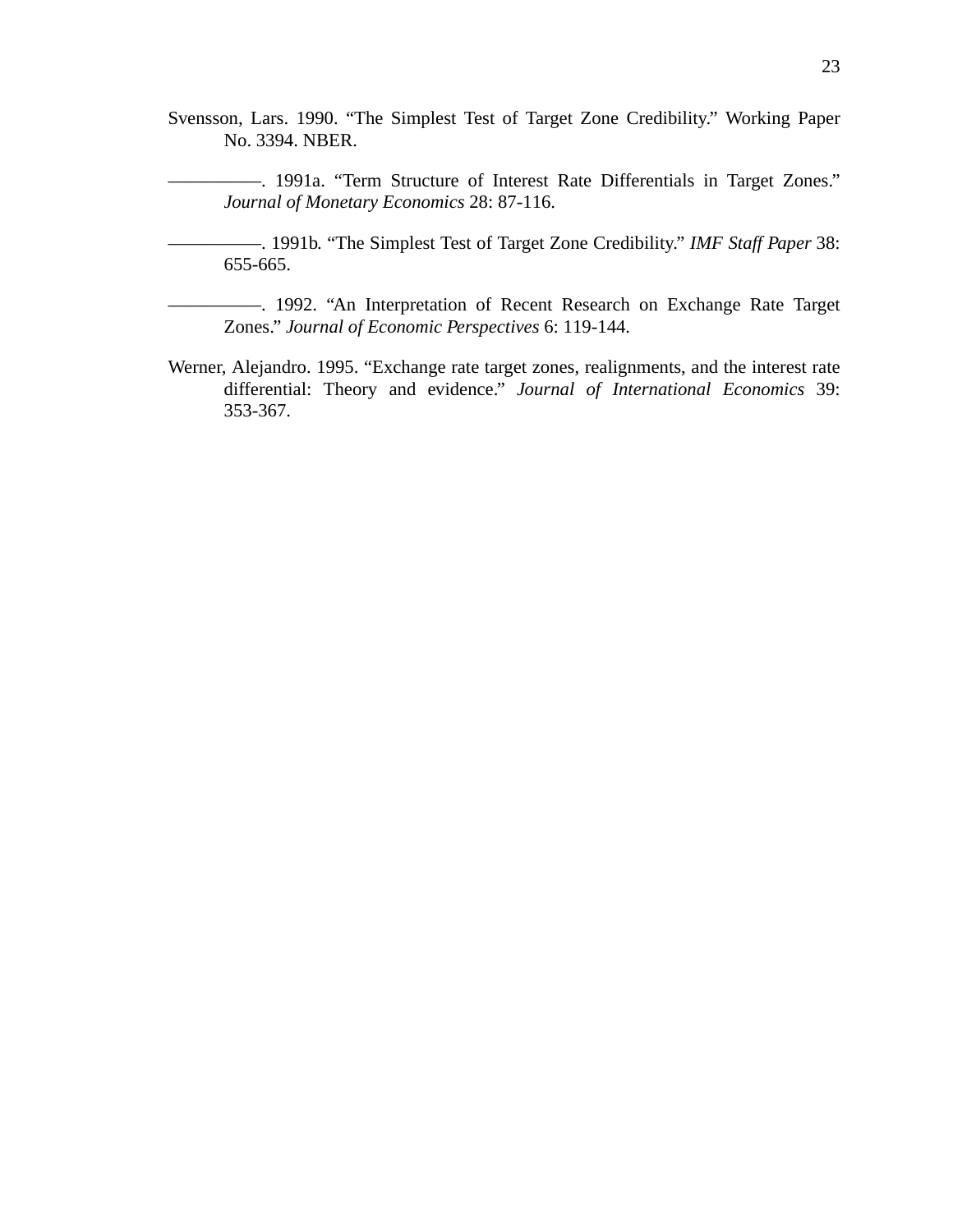Svensson, Lars. 1990. “The Simplest Test of Target Zone Credibility.” Working Paper No. 3394. NBER.

——————. 1991a. “Term Structure of Interest Rate Differentials in Target Zones.” *Journal of Monetary Economics* 28: 87-116.

——————. 1991b. “The Simplest Test of Target Zone Credibility.” *IMF Staff Paper* 38: 655-665.

——————. 1992. “An Interpretation of Recent Research on Exchange Rate Target Zones.” *Journal of Economic Perspectives* 6: 119-144.

Werner, Alejandro. 1995. “Exchange rate target zones, realignments, and the interest rate differential: Theory and evidence.” *Journal of International Economics* 39: 353-367.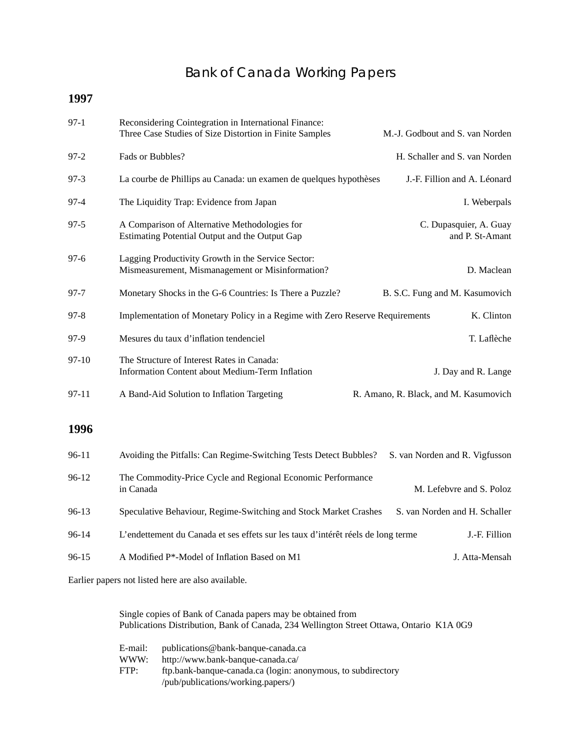# Bank of Canada Working Papers

## 1997

| | | |
|---|---|---|
| 97-1 | Reconsidering Cointegration in International Finance: Three Case Studies of Size Distortion in Finite Samples | M.-J. Godbout and S. van Norden |
| 97-2 | Fads or Bubbles? | H. Schaller and S. van Norden |
| 97-3 | La courbe de Phillips au Canada: un examen de quelques hypothèses | J.-F. Fillion and A. Léonard |
| 97-4 | The Liquidity Trap: Evidence from Japan | I. Weberpals |
| 97-5 | A Comparison of Alternative Methodologies for Estimating Potential Output and the Output Gap | C. Dupasquier, A. Guay and P. St-Amant |
| 97-6 | Lagging Productivity Growth in the Service Sector: Mismeasurement, Mismanagement or Misinformation? | D. Maclean |
| 97-7 | Monetary Shocks in the G-6 Countries: Is There a Puzzle? | B. S.C. Fung and M. Kasumovich |
| 97-8 | Implementation of Monetary Policy in a Regime with Zero Reserve Requirements | K. Clinton |
| 97-9 | Mesures du taux d'inflation tendenciel | T. Laflèche |
| 97-10 | The Structure of Interest Rates in Canada: Information Content about Medium-Term Inflation | J. Day and R. Lange |
| 97-11 | A Band-Aid Solution to Inflation Targeting | R. Amano, R. Black, and M. Kasumovich |

## 1996

| | | |
|---|---|---|
| 96-11 | Avoiding the Pitfalls: Can Regime-Switching Tests Detect Bubbles? | S. van Norden and R. Vigfusson |
| 96-12 | The Commodity-Price Cycle and Regional Economic Performance in Canada | M. Lefebvre and S. Poloz |
| 96-13 | Speculative Behaviour, Regime-Switching and Stock Market Crashes | S. van Norden and H. Schaller |
| 96-14 | L'endettement du Canada et ses effets sur les taux d'intérêt réels de long terme | J.-F. Fillion |
| 96-15 | A Modified P*-Model of Inflation Based on M1 | J. Atta-Mensah |

Earlier papers not listed here are also available.

Single copies of Bank of Canada papers may be obtained from
Publications Distribution, Bank of Canada, 234 Wellington Street Ottawa, Ontario K1A 0G9

E-mail: publications@bank-banque-canada.ca
WWW: http://www.bank-banque-canada.ca/
FTP: ftp.bank-banque-canada.ca (login: anonymous, to subdirectory /pub/publications/working.papers/)